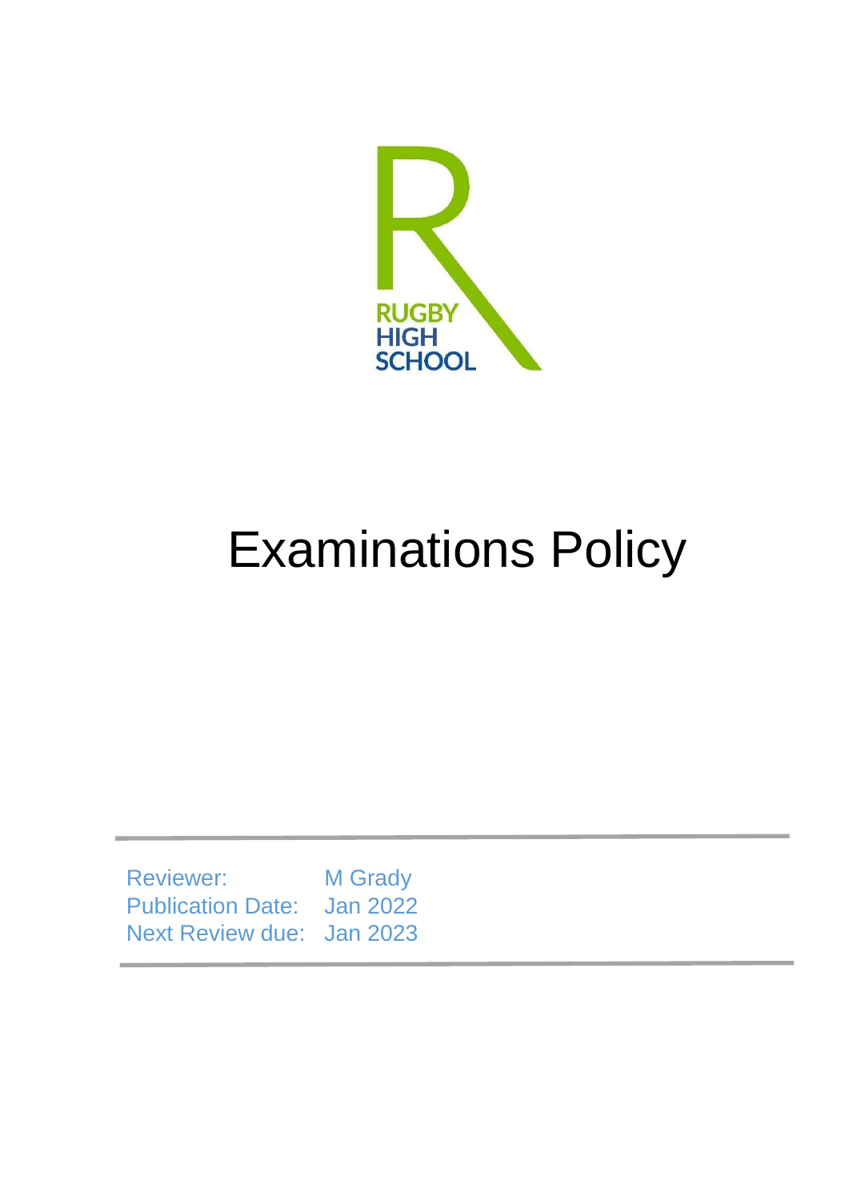RUGBY HIGH SCHOOL

# Examinations Policy

| | |
|---|---|
| Reviewer: | M Grady |
| Publication Date: | Jan 2022 |
| Next Review due: | Jan 2023 |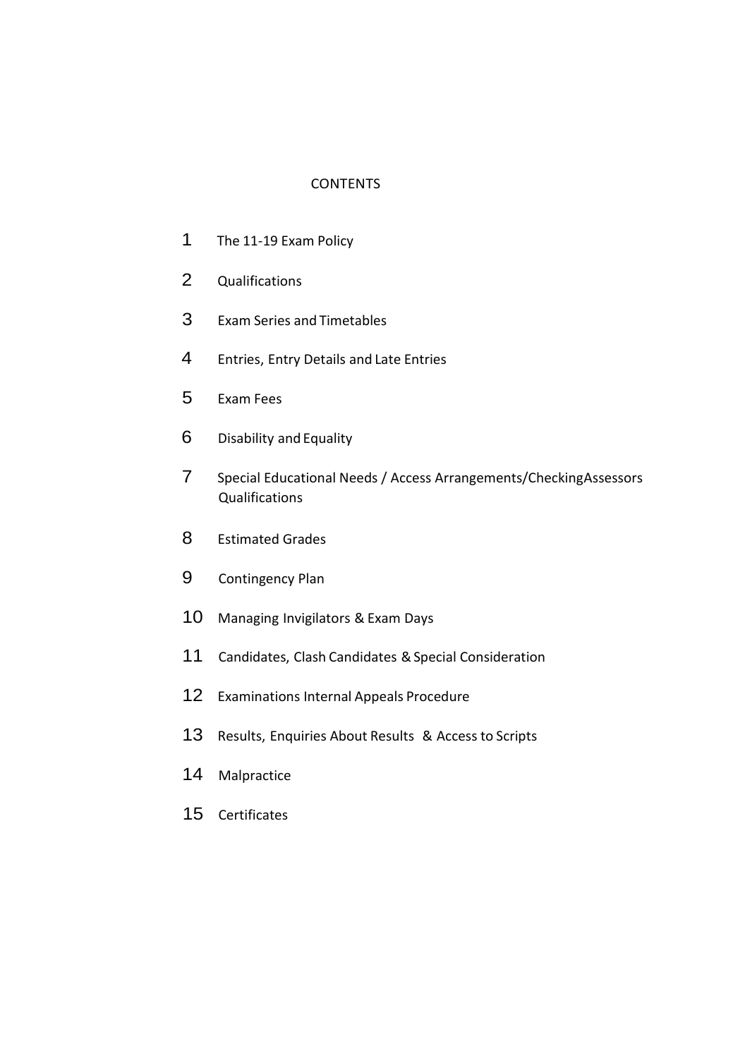# CONTENTS

1. The 11-19 Exam Policy
2. Qualifications
3. Exam Series and Timetables
4. Entries, Entry Details and Late Entries
5. Exam Fees
6. Disability and Equality
7. Special Educational Needs / Access Arrangements/CheckingAssessors Qualifications
8. Estimated Grades
9. Contingency Plan
10. Managing Invigilators & Exam Days
11. Candidates, Clash Candidates & Special Consideration
12. Examinations Internal Appeals Procedure
13. Results, Enquiries About Results & Access to Scripts
14. Malpractice
15. Certificates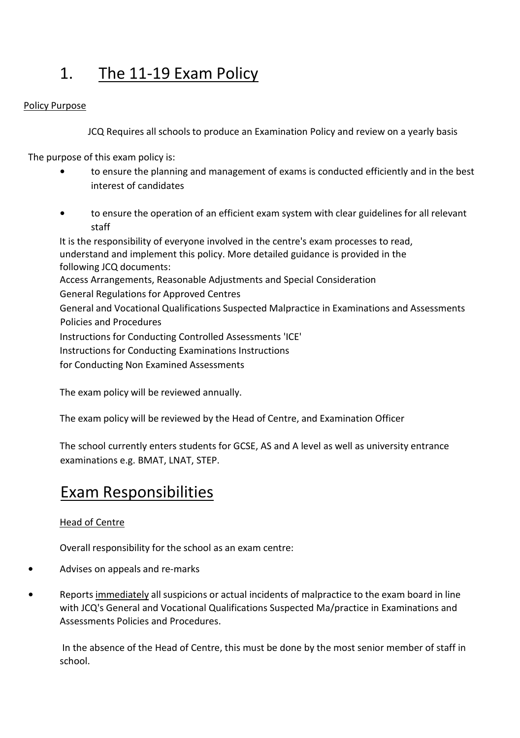# 1. The 11-19 Exam Policy

Policy Purpose

JCQ Requires all schools to produce an Examination Policy and review on a yearly basis

The purpose of this exam policy is:

- to ensure the planning and management of exams is conducted efficiently and in the best interest of candidates
- to ensure the operation of an efficient exam system with clear guidelines for all relevant staff

It is the responsibility of everyone involved in the centre's exam processes to read, understand and implement this policy. More detailed guidance is provided in the following JCQ documents:

Access Arrangements, Reasonable Adjustments and Special Consideration

General Regulations for Approved Centres

General and Vocational Qualifications Suspected Malpractice in Examinations and Assessments Policies and Procedures

Instructions for Conducting Controlled Assessments 'ICE'

Instructions for Conducting Examinations Instructions

for Conducting Non Examined Assessments

The exam policy will be reviewed annually.

The exam policy will be reviewed by the Head of Centre, and Examination Officer

The school currently enters students for GCSE, AS and A level as well as university entrance examinations e.g. BMAT, LNAT, STEP.

# Exam Responsibilities

Head of Centre

Overall responsibility for the school as an exam centre:

- Advises on appeals and re-marks
- Reports immediately all suspicions or actual incidents of malpractice to the exam board in line with JCQ's General and Vocational Qualifications Suspected Ma/practice in Examinations and Assessments Policies and Procedures.

In the absence of the Head of Centre, this must be done by the most senior member of staff in school.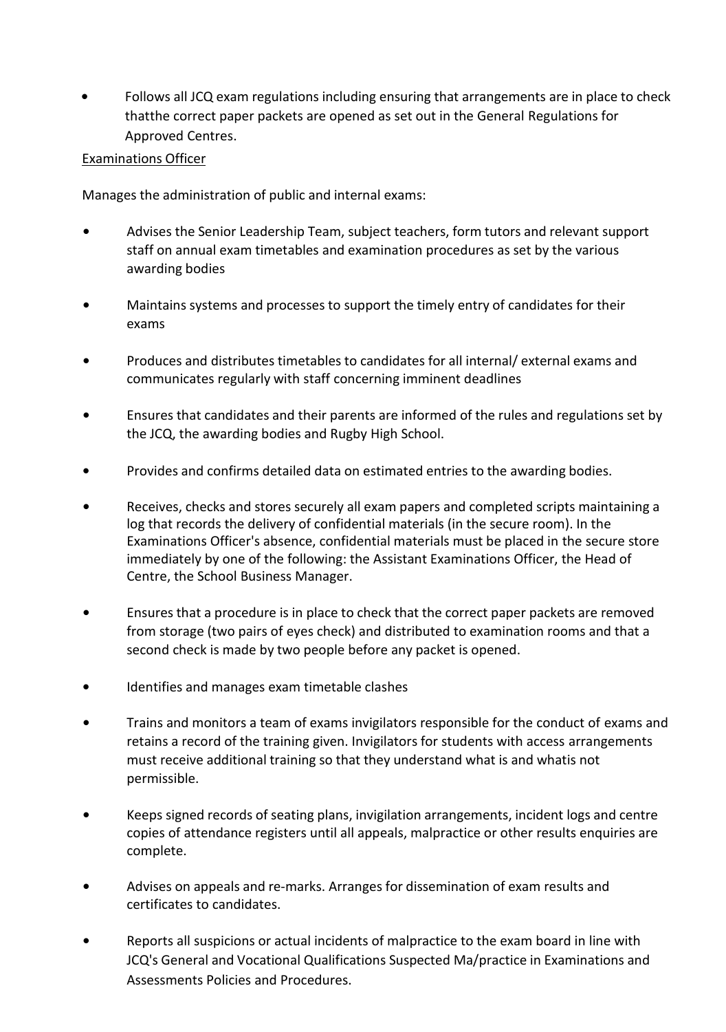- Follows all JCQ exam regulations including ensuring that arrangements are in place to check thatthe correct paper packets are opened as set out in the General Regulations for Approved Centres.

<u>Examinations Officer</u>

Manages the administration of public and internal exams:

- Advises the Senior Leadership Team, subject teachers, form tutors and relevant support staff on annual exam timetables and examination procedures as set by the various awarding bodies
- Maintains systems and processes to support the timely entry of candidates for their exams
- Produces and distributes timetables to candidates for all internal/ external exams and communicates regularly with staff concerning imminent deadlines
- Ensures that candidates and their parents are informed of the rules and regulations set by the JCQ, the awarding bodies and Rugby High School.
- Provides and confirms detailed data on estimated entries to the awarding bodies.
- Receives, checks and stores securely all exam papers and completed scripts maintaining a log that records the delivery of confidential materials (in the secure room). In the Examinations Officer's absence, confidential materials must be placed in the secure store immediately by one of the following: the Assistant Examinations Officer, the Head of Centre, the School Business Manager.
- Ensures that a procedure is in place to check that the correct paper packets are removed from storage (two pairs of eyes check) and distributed to examination rooms and that a second check is made by two people before any packet is opened.
- Identifies and manages exam timetable clashes
- Trains and monitors a team of exams invigilators responsible for the conduct of exams and retains a record of the training given. Invigilators for students with access arrangements must receive additional training so that they understand what is and whatis not permissible.
- Keeps signed records of seating plans, invigilation arrangements, incident logs and centre copies of attendance registers until all appeals, malpractice or other results enquiries are complete.
- Advises on appeals and re-marks. Arranges for dissemination of exam results and certificates to candidates.
- Reports all suspicions or actual incidents of malpractice to the exam board in line with JCQ's General and Vocational Qualifications Suspected Ma/practice in Examinations and Assessments Policies and Procedures.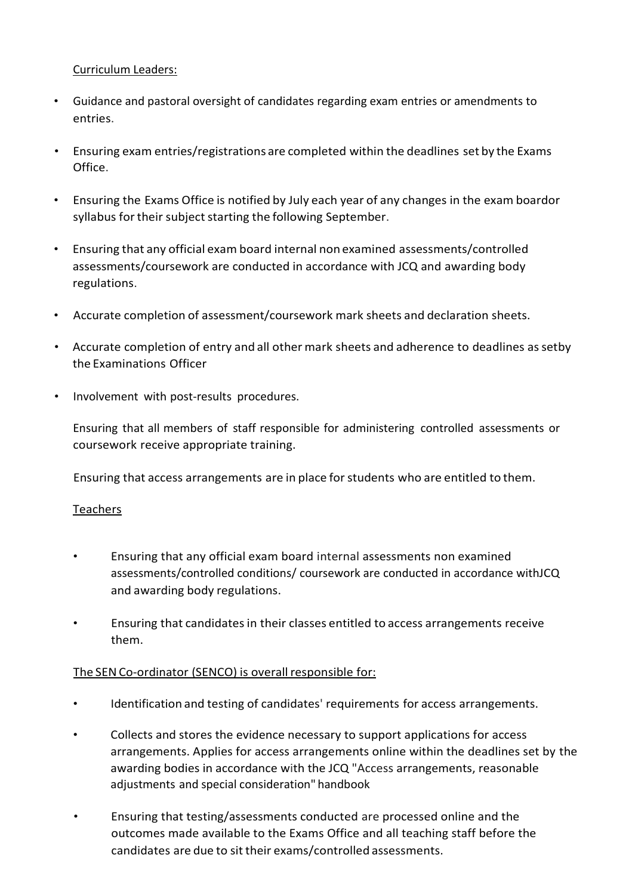Curriculum Leaders:

- Guidance and pastoral oversight of candidates regarding exam entries or amendments to entries.
- Ensuring exam entries/registrations are completed within the deadlines set by the Exams Office.
- Ensuring the Exams Office is notified by July each year of any changes in the exam boardor syllabus for their subject starting the following September.
- Ensuring that any official exam board internal non examined assessments/controlled assessments/coursework are conducted in accordance with JCQ and awarding body regulations.
- Accurate completion of assessment/coursework mark sheets and declaration sheets.
- Accurate completion of entry and all other mark sheets and adherence to deadlines as setby the Examinations Officer
- Involvement with post-results procedures.

  Ensuring that all members of staff responsible for administering controlled assessments or coursework receive appropriate training.

  Ensuring that access arrangements are in place for students who are entitled to them.

Teachers

- Ensuring that any official exam board internal assessments non examined assessments/controlled conditions/ coursework are conducted in accordance withJCQ and awarding body regulations.
- Ensuring that candidates in their classes entitled to access arrangements receive them.

The SEN Co-ordinator (SENCO) is overall responsible for:

- Identification and testing of candidates' requirements for access arrangements.
- Collects and stores the evidence necessary to support applications for access arrangements. Applies for access arrangements online within the deadlines set by the awarding bodies in accordance with the JCQ "Access arrangements, reasonable adjustments and special consideration" handbook
- Ensuring that testing/assessments conducted are processed online and the outcomes made available to the Exams Office and all teaching staff before the candidates are due to sit their exams/controlled assessments.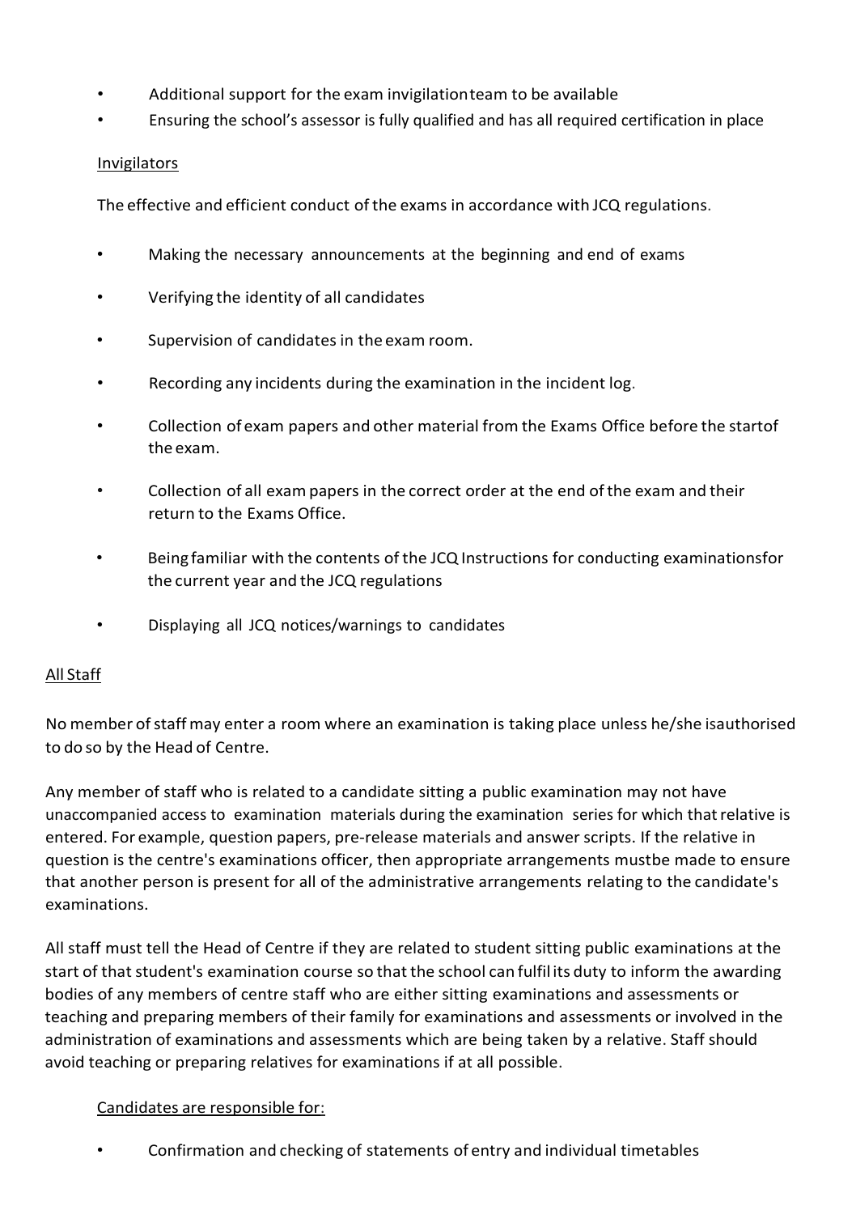- Additional support for the exam invigilation team to be available
- Ensuring the school's assessor is fully qualified and has all required certification in place

Invigilators

The effective and efficient conduct of the exams in accordance with JCQ regulations.

- Making the necessary announcements at the beginning and end of exams
- Verifying the identity of all candidates
- Supervision of candidates in the exam room.
- Recording any incidents during the examination in the incident log.
- Collection of exam papers and other material from the Exams Office before the startof the exam.
- Collection of all exam papers in the correct order at the end of the exam and their return to the Exams Office.
- Being familiar with the contents of the JCQ Instructions for conducting examinationsfor the current year and the JCQ regulations
- Displaying all JCQ notices/warnings to candidates

All Staff

No member of staff may enter a room where an examination is taking place unless he/she isauthorised to do so by the Head of Centre.

Any member of staff who is related to a candidate sitting a public examination may not have unaccompanied access to examination materials during the examination series for which that relative is entered. For example, question papers, pre-release materials and answer scripts. If the relative in question is the centre's examinations officer, then appropriate arrangements mustbe made to ensure that another person is present for all of the administrative arrangements relating to the candidate's examinations.

All staff must tell the Head of Centre if they are related to student sitting public examinations at the start of that student's examination course so that the school can fulfil its duty to inform the awarding bodies of any members of centre staff who are either sitting examinations and assessments or teaching and preparing members of their family for examinations and assessments or involved in the administration of examinations and assessments which are being taken by a relative. Staff should avoid teaching or preparing relatives for examinations if at all possible.

Candidates are responsible for:

- Confirmation and checking of statements of entry and individual timetables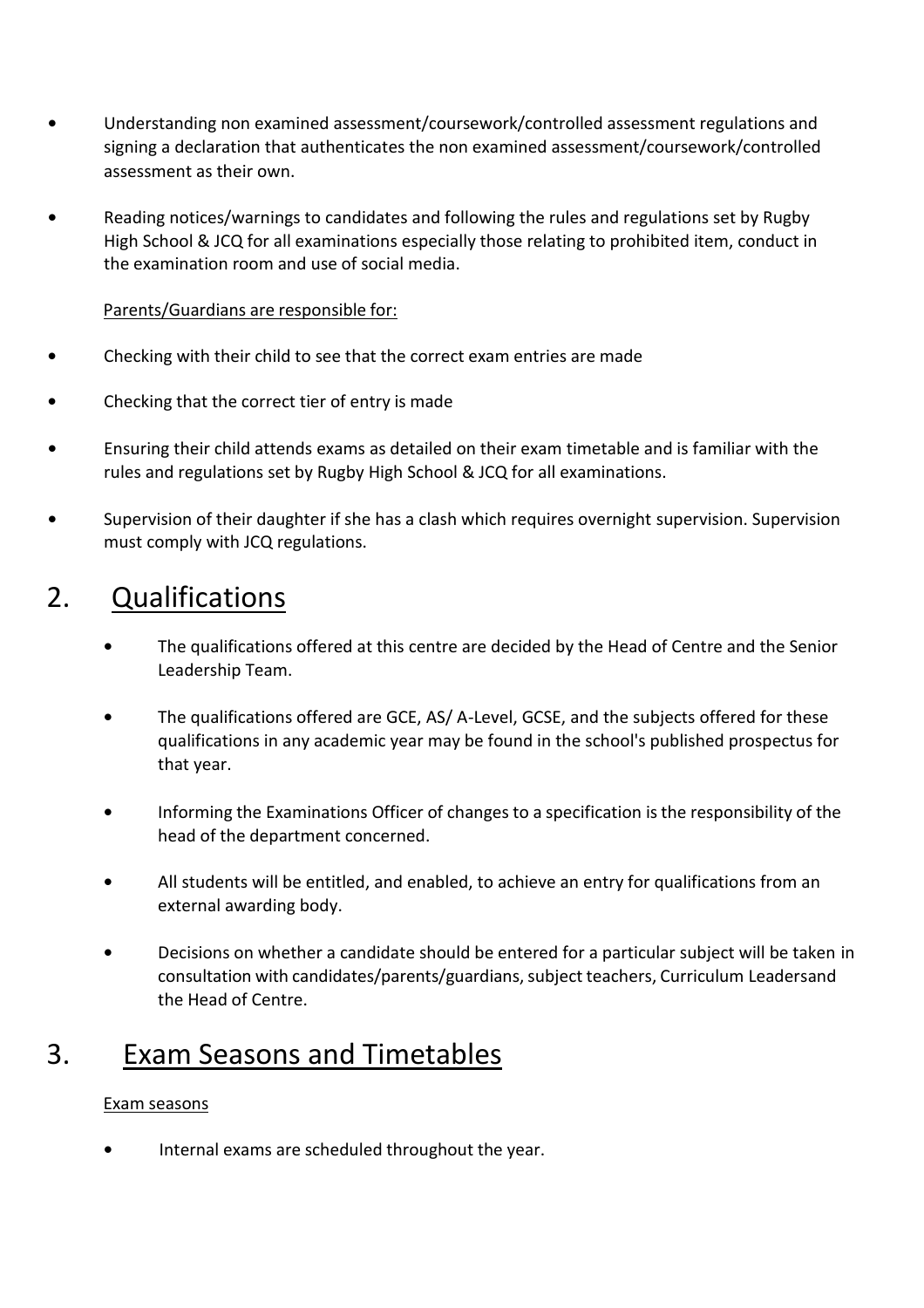- Understanding non examined assessment/coursework/controlled assessment regulations and signing a declaration that authenticates the non examined assessment/coursework/controlled assessment as their own.
- Reading notices/warnings to candidates and following the rules and regulations set by Rugby High School & JCQ for all examinations especially those relating to prohibited item, conduct in the examination room and use of social media.

Parents/Guardians are responsible for:

- Checking with their child to see that the correct exam entries are made
- Checking that the correct tier of entry is made
- Ensuring their child attends exams as detailed on their exam timetable and is familiar with the rules and regulations set by Rugby High School & JCQ for all examinations.
- Supervision of their daughter if she has a clash which requires overnight supervision. Supervision must comply with JCQ regulations.

## 2. Qualifications

- The qualifications offered at this centre are decided by the Head of Centre and the Senior Leadership Team.
- The qualifications offered are GCE, AS/ A-Level, GCSE, and the subjects offered for these qualifications in any academic year may be found in the school's published prospectus for that year.
- Informing the Examinations Officer of changes to a specification is the responsibility of the head of the department concerned.
- All students will be entitled, and enabled, to achieve an entry for qualifications from an external awarding body.
- Decisions on whether a candidate should be entered for a particular subject will be taken in consultation with candidates/parents/guardians, subject teachers, Curriculum Leadersand the Head of Centre.

## 3. Exam Seasons and Timetables

Exam seasons

- Internal exams are scheduled throughout the year.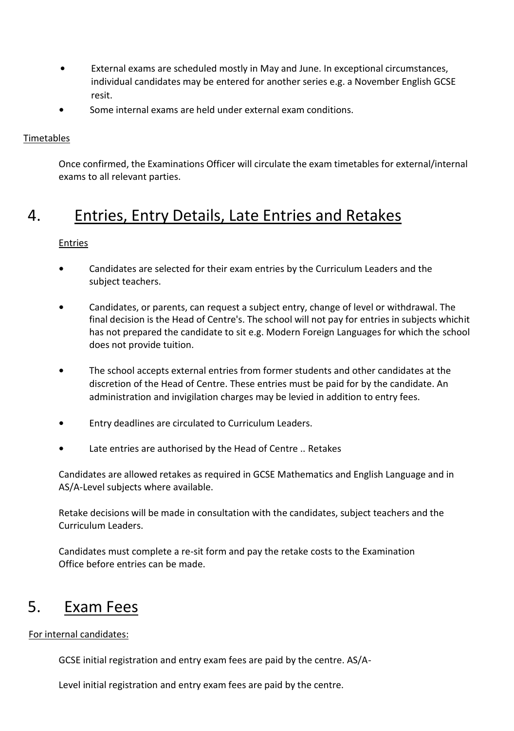- External exams are scheduled mostly in May and June. In exceptional circumstances, individual candidates may be entered for another series e.g. a November English GCSE resit.
- Some internal exams are held under external exam conditions.

Timetables

Once confirmed, the Examinations Officer will circulate the exam timetables for external/internal exams to all relevant parties.

## 4. Entries, Entry Details, Late Entries and Retakes

Entries

- Candidates are selected for their exam entries by the Curriculum Leaders and the subject teachers.
- Candidates, or parents, can request a subject entry, change of level or withdrawal. The final decision is the Head of Centre's. The school will not pay for entries in subjects whichit has not prepared the candidate to sit e.g. Modern Foreign Languages for which the school does not provide tuition.
- The school accepts external entries from former students and other candidates at the discretion of the Head of Centre. These entries must be paid for by the candidate. An administration and invigilation charges may be levied in addition to entry fees.
- Entry deadlines are circulated to Curriculum Leaders.
- Late entries are authorised by the Head of Centre .. Retakes

Candidates are allowed retakes as required in GCSE Mathematics and English Language and in AS/A-Level subjects where available.

Retake decisions will be made in consultation with the candidates, subject teachers and the Curriculum Leaders.

Candidates must complete a re-sit form and pay the retake costs to the Examination Office before entries can be made.

## 5. Exam Fees

For internal candidates:

GCSE initial registration and entry exam fees are paid by the centre. AS/A-

Level initial registration and entry exam fees are paid by the centre.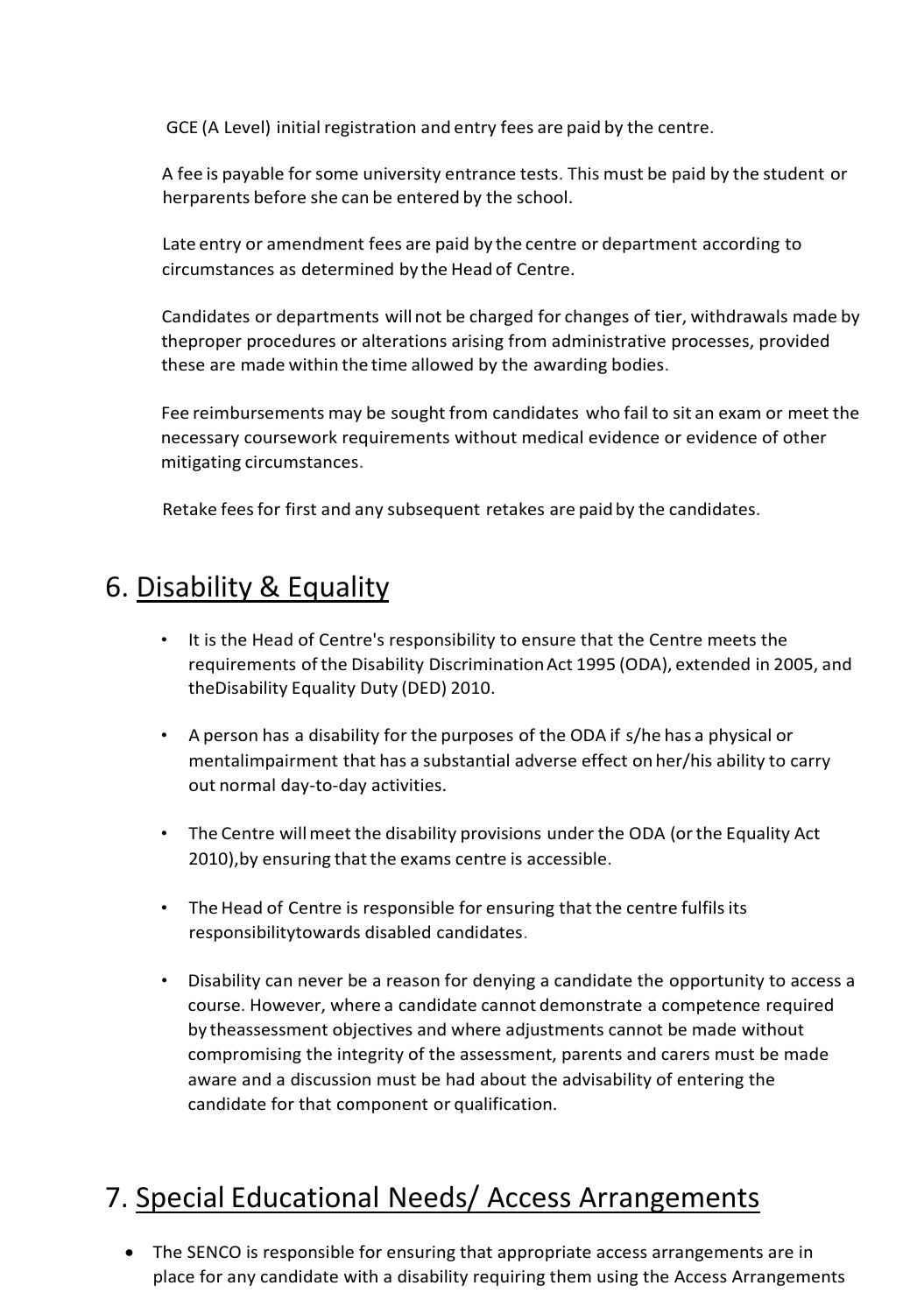GCE (A Level) initial registration and entry fees are paid by the centre.

A fee is payable for some university entrance tests. This must be paid by the student or herparents before she can be entered by the school.

Late entry or amendment fees are paid by the centre or department according to circumstances as determined by the Head of Centre.

Candidates or departments will not be charged for changes of tier, withdrawals made by theproper procedures or alterations arising from administrative processes, provided these are made within the time allowed by the awarding bodies.

Fee reimbursements may be sought from candidates who fail to sit an exam or meet the necessary coursework requirements without medical evidence or evidence of other mitigating circumstances.

Retake fees for first and any subsequent retakes are paid by the candidates.

## 6. Disability & Equality

- It is the Head of Centre's responsibility to ensure that the Centre meets the requirements of the Disability Discrimination Act 1995 (ODA), extended in 2005, and theDisability Equality Duty (DED) 2010.
- A person has a disability for the purposes of the ODA if s/he has a physical or mentalimpairment that has a substantial adverse effect on her/his ability to carry out normal day-to-day activities.
- The Centre will meet the disability provisions under the ODA (or the Equality Act 2010),by ensuring that the exams centre is accessible.
- The Head of Centre is responsible for ensuring that the centre fulfils its responsibilitytowards disabled candidates.
- Disability can never be a reason for denying a candidate the opportunity to access a course. However, where a candidate cannot demonstrate a competence required by theassessment objectives and where adjustments cannot be made without compromising the integrity of the assessment, parents and carers must be made aware and a discussion must be had about the advisability of entering the candidate for that component or qualification.

## 7. Special Educational Needs/ Access Arrangements

- The SENCO is responsible for ensuring that appropriate access arrangements are in place for any candidate with a disability requiring them using the Access Arrangements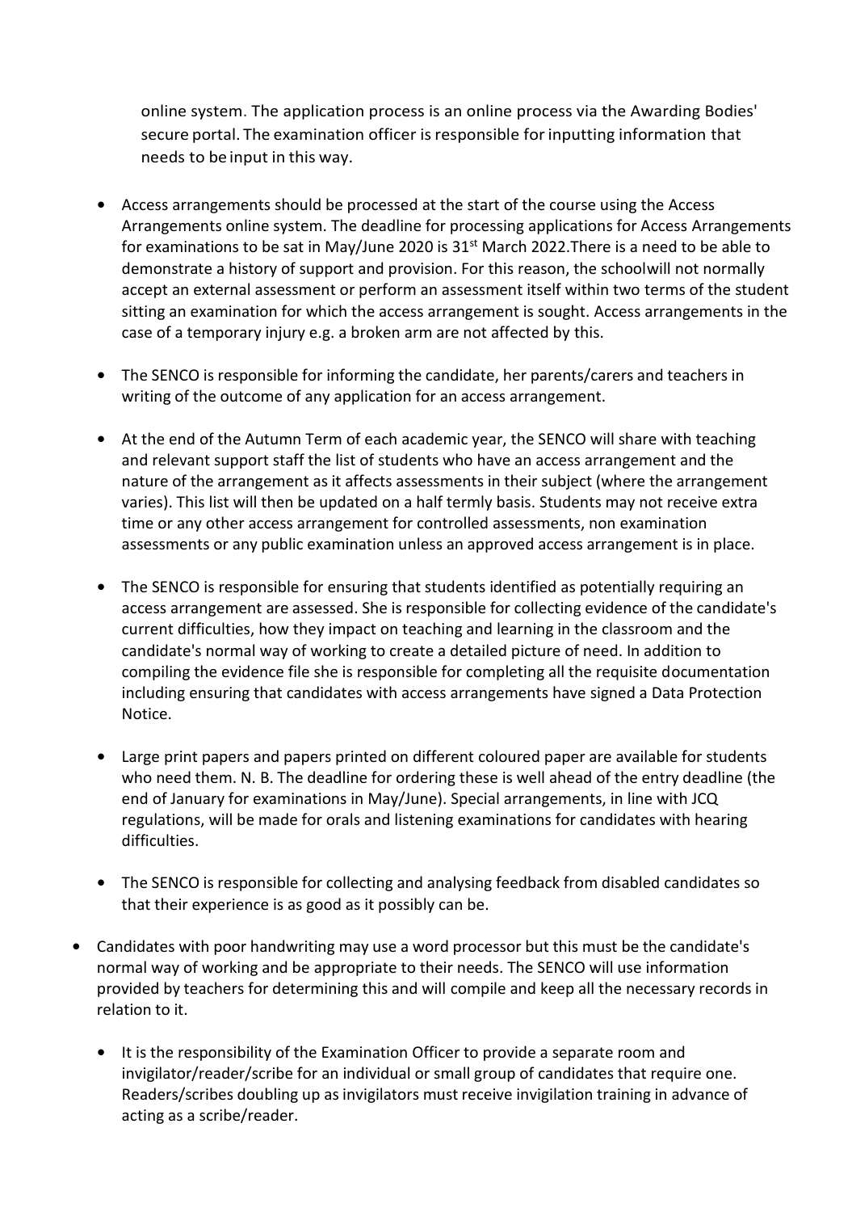online system. The application process is an online process via the Awarding Bodies' secure portal. The examination officer is responsible for inputting information that needs to be input in this way.

- Access arrangements should be processed at the start of the course using the Access Arrangements online system. The deadline for processing applications for Access Arrangements for examinations to be sat in May/June 2020 is 31st March 2022.There is a need to be able to demonstrate a history of support and provision. For this reason, the schoolwill not normally accept an external assessment or perform an assessment itself within two terms of the student sitting an examination for which the access arrangement is sought. Access arrangements in the case of a temporary injury e.g. a broken arm are not affected by this.

- The SENCO is responsible for informing the candidate, her parents/carers and teachers in writing of the outcome of any application for an access arrangement.

- At the end of the Autumn Term of each academic year, the SENCO will share with teaching and relevant support staff the list of students who have an access arrangement and the nature of the arrangement as it affects assessments in their subject (where the arrangement varies). This list will then be updated on a half termly basis. Students may not receive extra time or any other access arrangement for controlled assessments, non examination assessments or any public examination unless an approved access arrangement is in place.

- The SENCO is responsible for ensuring that students identified as potentially requiring an access arrangement are assessed. She is responsible for collecting evidence of the candidate's current difficulties, how they impact on teaching and learning in the classroom and the candidate's normal way of working to create a detailed picture of need. In addition to compiling the evidence file she is responsible for completing all the requisite documentation including ensuring that candidates with access arrangements have signed a Data Protection Notice.

- Large print papers and papers printed on different coloured paper are available for students who need them. N. B. The deadline for ordering these is well ahead of the entry deadline (the end of January for examinations in May/June). Special arrangements, in line with JCQ regulations, will be made for orals and listening examinations for candidates with hearing difficulties.

- The SENCO is responsible for collecting and analysing feedback from disabled candidates so that their experience is as good as it possibly can be.

- Candidates with poor handwriting may use a word processor but this must be the candidate's normal way of working and be appropriate to their needs. The SENCO will use information provided by teachers for determining this and will compile and keep all the necessary records in relation to it.

- It is the responsibility of the Examination Officer to provide a separate room and invigilator/reader/scribe for an individual or small group of candidates that require one. Readers/scribes doubling up as invigilators must receive invigilation training in advance of acting as a scribe/reader.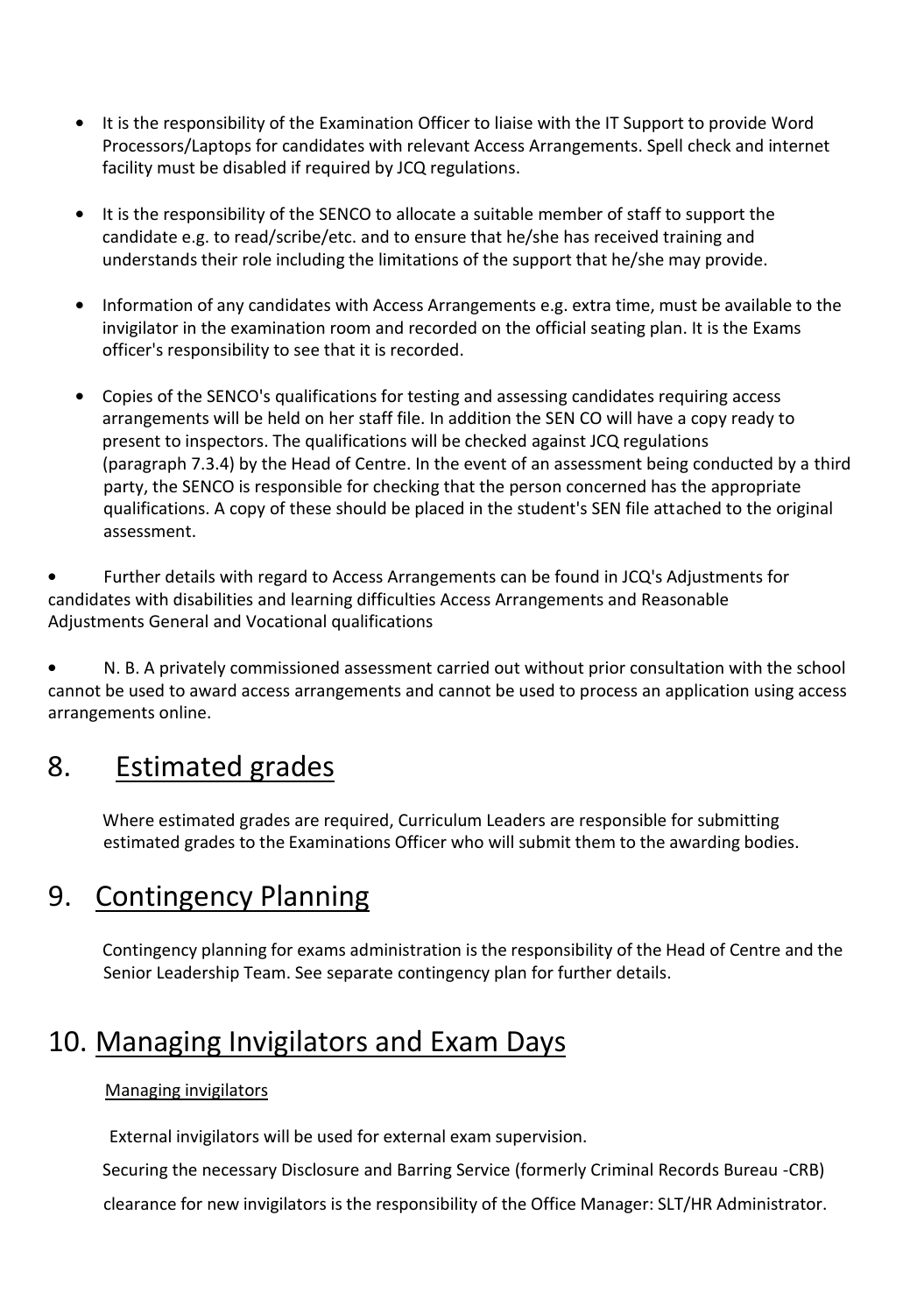- It is the responsibility of the Examination Officer to liaise with the IT Support to provide Word Processors/Laptops for candidates with relevant Access Arrangements. Spell check and internet facility must be disabled if required by JCQ regulations.

- It is the responsibility of the SENCO to allocate a suitable member of staff to support the candidate e.g. to read/scribe/etc. and to ensure that he/she has received training and understands their role including the limitations of the support that he/she may provide.

- Information of any candidates with Access Arrangements e.g. extra time, must be available to the invigilator in the examination room and recorded on the official seating plan. It is the Exams officer's responsibility to see that it is recorded.

- Copies of the SENCO's qualifications for testing and assessing candidates requiring access arrangements will be held on her staff file. In addition the SEN CO will have a copy ready to present to inspectors. The qualifications will be checked against JCQ regulations (paragraph 7.3.4) by the Head of Centre. In the event of an assessment being conducted by a third party, the SENCO is responsible for checking that the person concerned has the appropriate qualifications. A copy of these should be placed in the student's SEN file attached to the original assessment.

- Further details with regard to Access Arrangements can be found in JCQ's Adjustments for candidates with disabilities and learning difficulties Access Arrangements and Reasonable Adjustments General and Vocational qualifications

- N. B. A privately commissioned assessment carried out without prior consultation with the school cannot be used to award access arrangements and cannot be used to process an application using access arrangements online.

## 8. Estimated grades

Where estimated grades are required, Curriculum Leaders are responsible for submitting estimated grades to the Examinations Officer who will submit them to the awarding bodies.

## 9. Contingency Planning

Contingency planning for exams administration is the responsibility of the Head of Centre and the Senior Leadership Team. See separate contingency plan for further details.

## 10. Managing Invigilators and Exam Days

### Managing invigilators

External invigilators will be used for external exam supervision.

Securing the necessary Disclosure and Barring Service (formerly Criminal Records Bureau -CRB) clearance for new invigilators is the responsibility of the Office Manager: SLT/HR Administrator.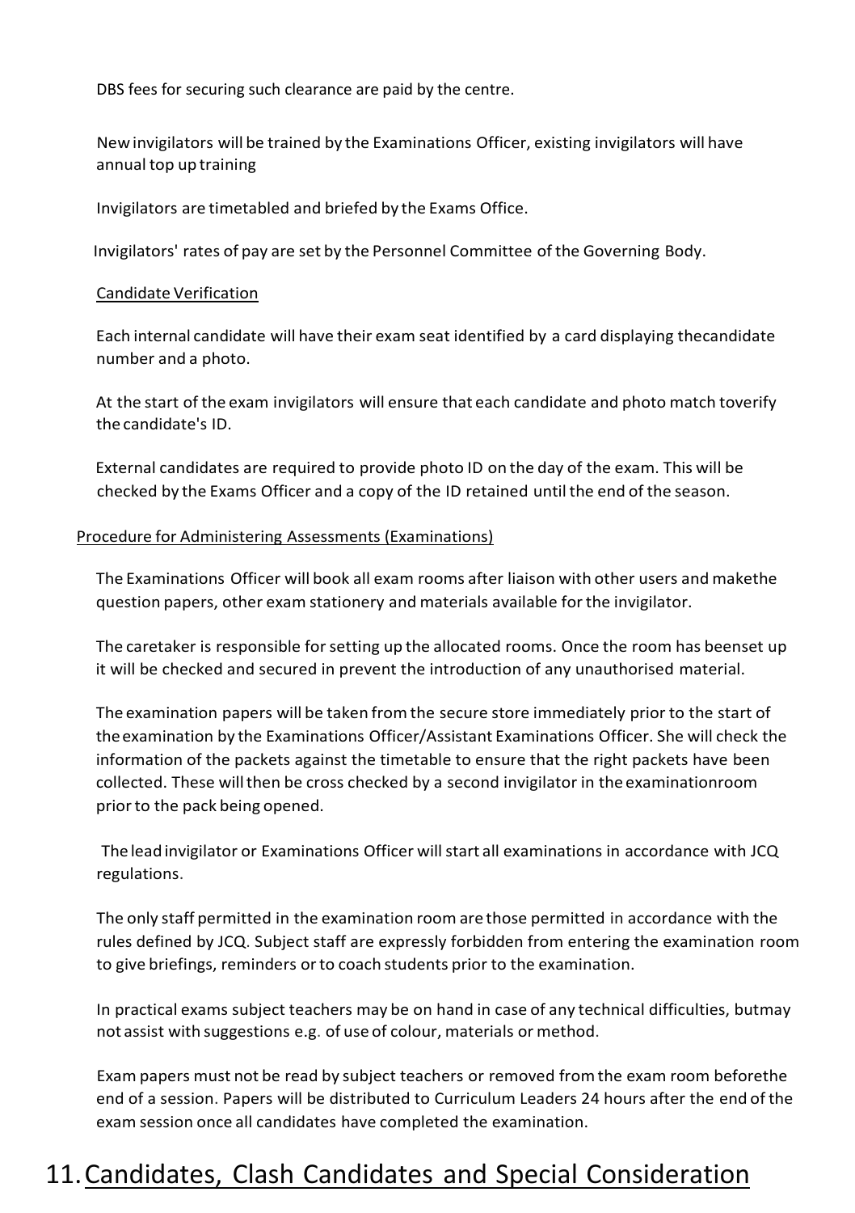DBS fees for securing such clearance are paid by the centre.

New invigilators will be trained by the Examinations Officer, existing invigilators will have annual top up training

Invigilators are timetabled and briefed by the Exams Office.

Invigilators' rates of pay are set by the Personnel Committee of the Governing Body.

Candidate Verification

Each internal candidate will have their exam seat identified by a card displaying thecandidate number and a photo.

At the start of the exam invigilators will ensure that each candidate and photo match toverify the candidate's ID.

External candidates are required to provide photo ID on the day of the exam. This will be checked by the Exams Officer and a copy of the ID retained until the end of the season.

Procedure for Administering Assessments (Examinations)

The Examinations Officer will book all exam rooms after liaison with other users and makethe question papers, other exam stationery and materials available for the invigilator.

The caretaker is responsible for setting up the allocated rooms. Once the room has beenset up it will be checked and secured in prevent the introduction of any unauthorised material.

The examination papers will be taken from the secure store immediately prior to the start of the examination by the Examinations Officer/Assistant Examinations Officer. She will check the information of the packets against the timetable to ensure that the right packets have been collected. These will then be cross checked by a second invigilator in the examinationroom prior to the pack being opened.

The lead invigilator or Examinations Officer will start all examinations in accordance with JCQ regulations.

The only staff permitted in the examination room are those permitted in accordance with the rules defined by JCQ. Subject staff are expressly forbidden from entering the examination room to give briefings, reminders or to coach students prior to the examination.

In practical exams subject teachers may be on hand in case of any technical difficulties, butmay not assist with suggestions e.g. of use of colour, materials or method.

Exam papers must not be read by subject teachers or removed from the exam room beforethe end of a session. Papers will be distributed to Curriculum Leaders 24 hours after the end of the exam session once all candidates have completed the examination.

## 11. Candidates, Clash Candidates and Special Consideration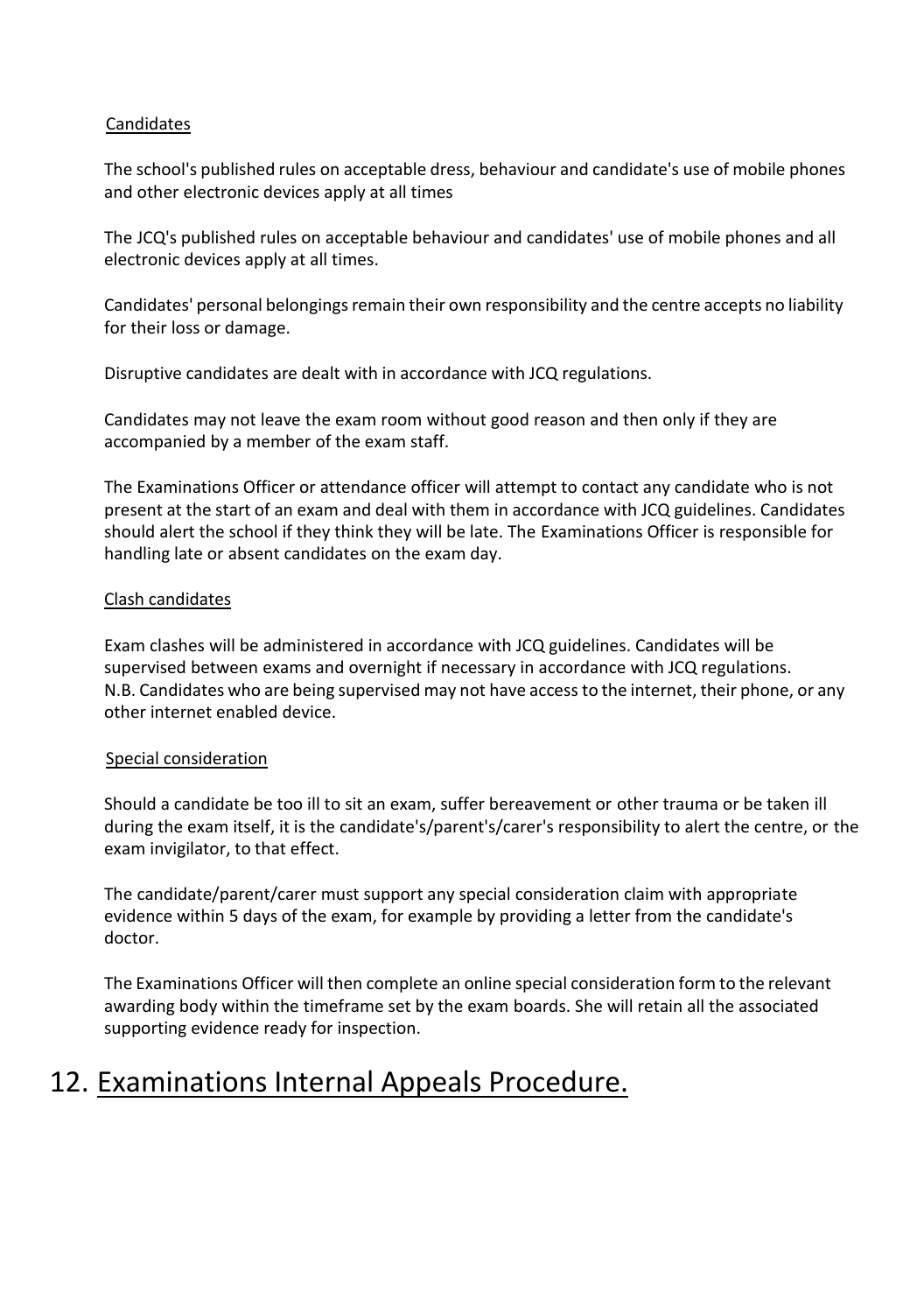### Candidates

The school's published rules on acceptable dress, behaviour and candidate's use of mobile phones and other electronic devices apply at all times

The JCQ's published rules on acceptable behaviour and candidates' use of mobile phones and all electronic devices apply at all times.

Candidates' personal belongings remain their own responsibility and the centre accepts no liability for their loss or damage.

Disruptive candidates are dealt with in accordance with JCQ regulations.

Candidates may not leave the exam room without good reason and then only if they are accompanied by a member of the exam staff.

The Examinations Officer or attendance officer will attempt to contact any candidate who is not present at the start of an exam and deal with them in accordance with JCQ guidelines. Candidates should alert the school if they think they will be late. The Examinations Officer is responsible for handling late or absent candidates on the exam day.

### Clash candidates

Exam clashes will be administered in accordance with JCQ guidelines. Candidates will be supervised between exams and overnight if necessary in accordance with JCQ regulations.
N.B. Candidates who are being supervised may not have access to the internet, their phone, or any other internet enabled device.

### Special consideration

Should a candidate be too ill to sit an exam, suffer bereavement or other trauma or be taken ill during the exam itself, it is the candidate's/parent's/carer's responsibility to alert the centre, or the exam invigilator, to that effect.

The candidate/parent/carer must support any special consideration claim with appropriate evidence within 5 days of the exam, for example by providing a letter from the candidate's doctor.

The Examinations Officer will then complete an online special consideration form to the relevant awarding body within the timeframe set by the exam boards. She will retain all the associated supporting evidence ready for inspection.

## 12. Examinations Internal Appeals Procedure.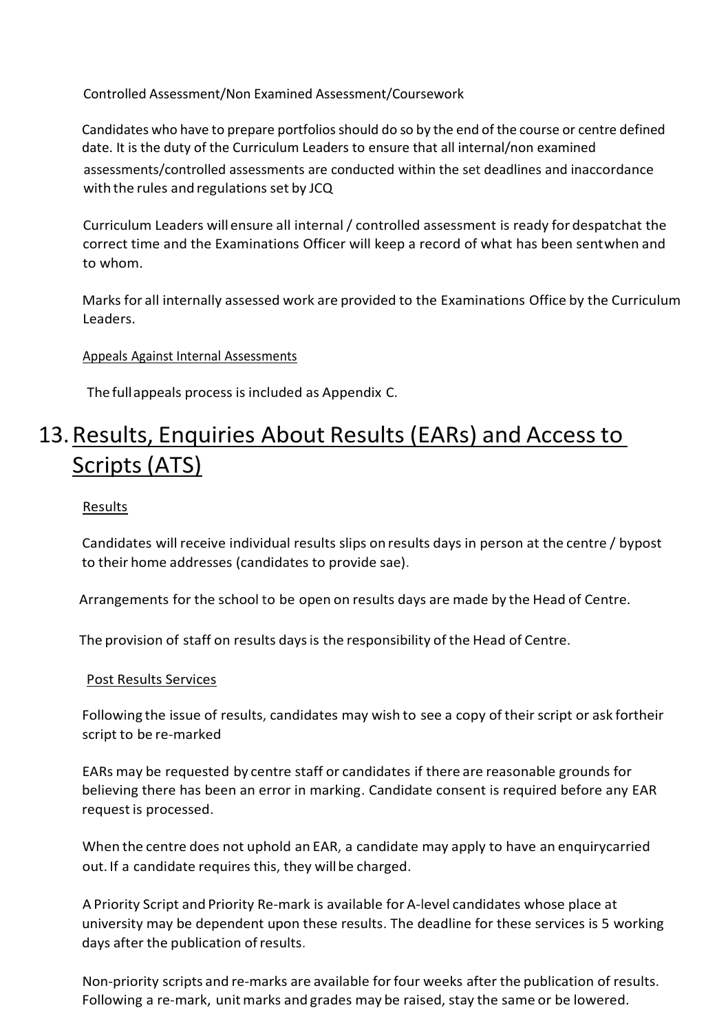Controlled Assessment/Non Examined Assessment/Coursework

Candidates who have to prepare portfolios should do so by the end of the course or centre defined date. It is the duty of the Curriculum Leaders to ensure that all internal/non examined assessments/controlled assessments are conducted within the set deadlines and inaccordance with the rules and regulations set by JCQ

Curriculum Leaders will ensure all internal / controlled assessment is ready for despatchat the correct time and the Examinations Officer will keep a record of what has been sentwhen and to whom.

Marks for all internally assessed work are provided to the Examinations Office by the Curriculum Leaders.

Appeals Against Internal Assessments

The full appeals process is included as Appendix C.

# 13. Results, Enquiries About Results (EARs) and Access to Scripts (ATS)

Results

Candidates will receive individual results slips on results days in person at the centre / bypost to their home addresses (candidates to provide sae).

Arrangements for the school to be open on results days are made by the Head of Centre.

The provision of staff on results days is the responsibility of the Head of Centre.

Post Results Services

Following the issue of results, candidates may wish to see a copy of their script or ask fortheir script to be re-marked

EARs may be requested by centre staff or candidates if there are reasonable grounds for believing there has been an error in marking. Candidate consent is required before any EAR request is processed.

When the centre does not uphold an EAR, a candidate may apply to have an enquirycarried out. If a candidate requires this, they will be charged.

A Priority Script and Priority Re-mark is available for A-level candidates whose place at university may be dependent upon these results. The deadline for these services is 5 working days after the publication of results.

Non-priority scripts and re-marks are available for four weeks after the publication of results. Following a re-mark, unit marks and grades may be raised, stay the same or be lowered.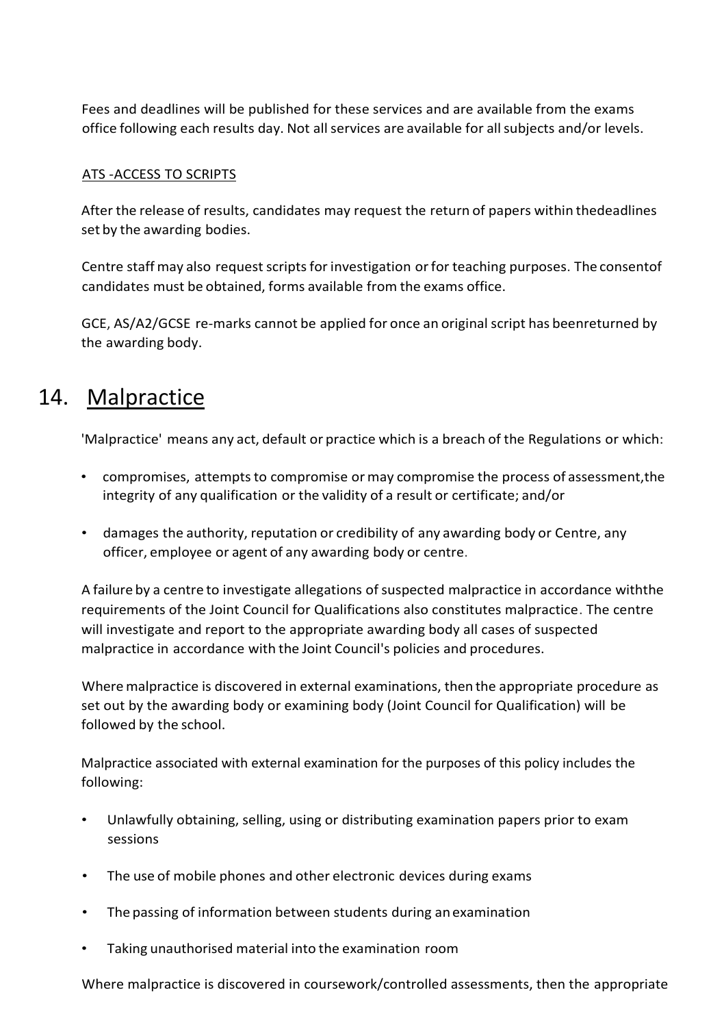Fees and deadlines will be published for these services and are available from the exams office following each results day. Not all services are available for all subjects and/or levels.

ATS -ACCESS TO SCRIPTS

After the release of results, candidates may request the return of papers within thedeadlines set by the awarding bodies.

Centre staff may also request scripts for investigation or for teaching purposes. The consentof candidates must be obtained, forms available from the exams office.

GCE, AS/A2/GCSE re-marks cannot be applied for once an original script has beenreturned by the awarding body.

## 14. Malpractice

'Malpractice' means any act, default or practice which is a breach of the Regulations or which:

- compromises, attempts to compromise or may compromise the process of assessment,the integrity of any qualification or the validity of a result or certificate; and/or
- damages the authority, reputation or credibility of any awarding body or Centre, any officer, employee or agent of any awarding body or centre.

A failure by a centre to investigate allegations of suspected malpractice in accordance withthe requirements of the Joint Council for Qualifications also constitutes malpractice. The centre will investigate and report to the appropriate awarding body all cases of suspected malpractice in accordance with the Joint Council's policies and procedures.

Where malpractice is discovered in external examinations, then the appropriate procedure as set out by the awarding body or examining body (Joint Council for Qualification) will be followed by the school.

Malpractice associated with external examination for the purposes of this policy includes the following:

- Unlawfully obtaining, selling, using or distributing examination papers prior to exam sessions
- The use of mobile phones and other electronic devices during exams
- The passing of information between students during an examination
- Taking unauthorised material into the examination room

Where malpractice is discovered in coursework/controlled assessments, then the appropriate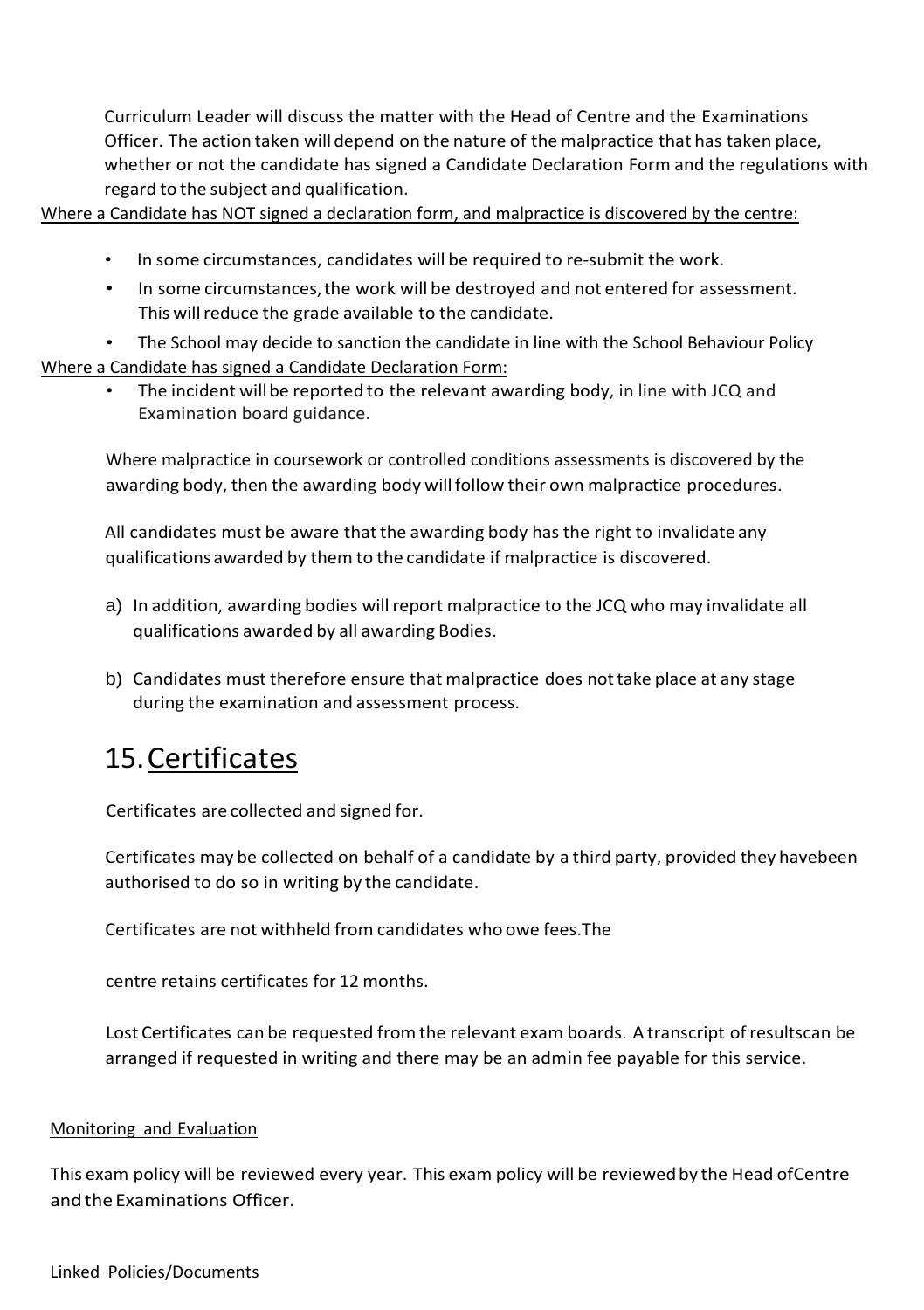Curriculum Leader will discuss the matter with the Head of Centre and the Examinations Officer. The action taken will depend on the nature of the malpractice that has taken place, whether or not the candidate has signed a Candidate Declaration Form and the regulations with regard to the subject and qualification.

Where a Candidate has NOT signed a declaration form, and malpractice is discovered by the centre:

- In some circumstances, candidates will be required to re-submit the work.
- In some circumstances, the work will be destroyed and not entered for assessment. This will reduce the grade available to the candidate.
- The School may decide to sanction the candidate in line with the School Behaviour Policy

Where a Candidate has signed a Candidate Declaration Form:

- The incident will be reported to the relevant awarding body, in line with JCQ and Examination board guidance.

Where malpractice in coursework or controlled conditions assessments is discovered by the awarding body, then the awarding body will follow their own malpractice procedures.

All candidates must be aware that the awarding body has the right to invalidate any qualifications awarded by them to the candidate if malpractice is discovered.

a) In addition, awarding bodies will report malpractice to the JCQ who may invalidate all qualifications awarded by all awarding Bodies.

b) Candidates must therefore ensure that malpractice does not take place at any stage during the examination and assessment process.

# 15. Certificates

Certificates are collected and signed for.

Certificates may be collected on behalf of a candidate by a third party, provided they havebeen authorised to do so in writing by the candidate.

Certificates are not withheld from candidates who owe fees.The

centre retains certificates for 12 months.

Lost Certificates can be requested from the relevant exam boards. A transcript of resultscan be arranged if requested in writing and there may be an admin fee payable for this service.

Monitoring and Evaluation

This exam policy will be reviewed every year. This exam policy will be reviewed by the Head ofCentre and the Examinations Officer.

Linked Policies/Documents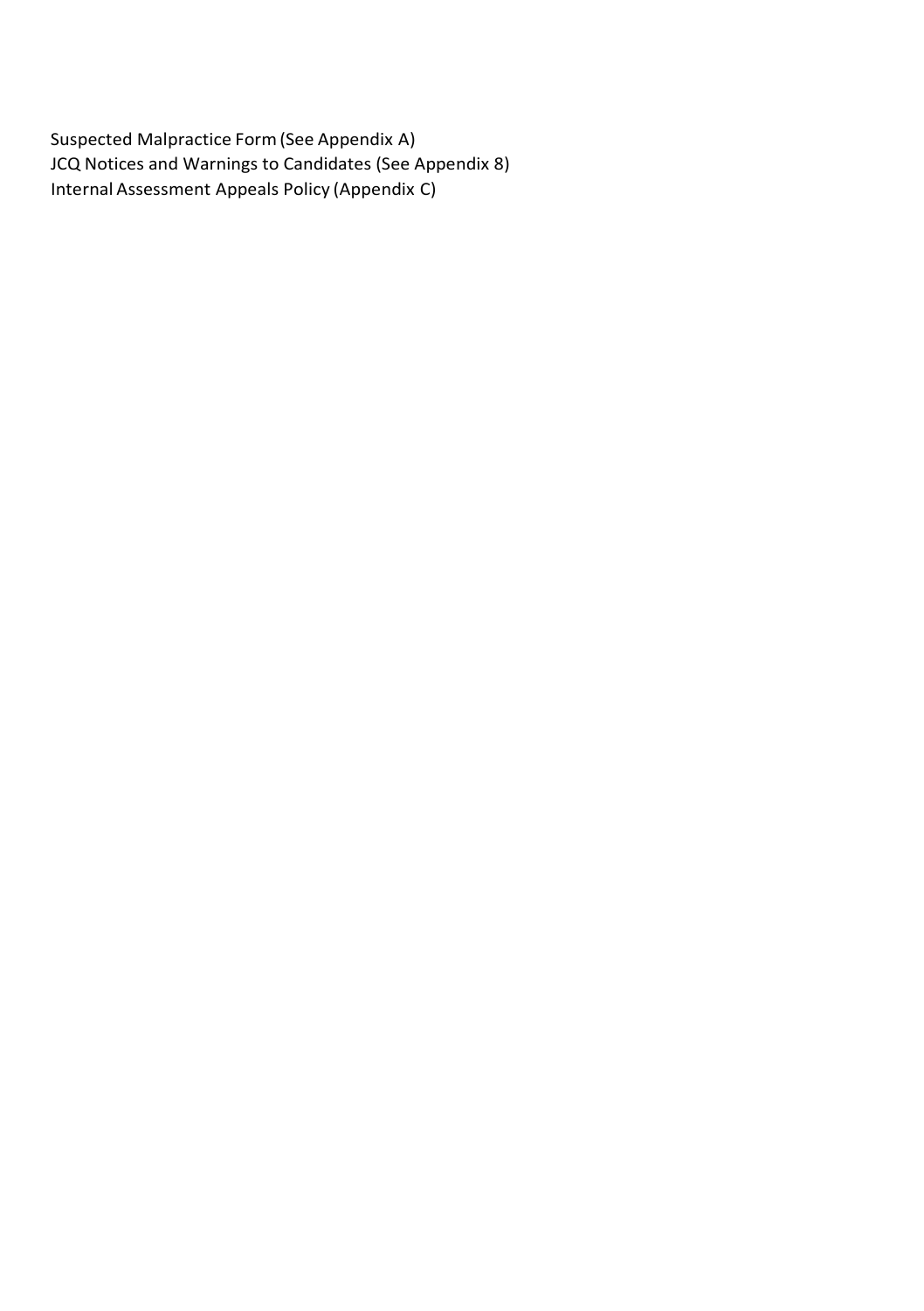Suspected Malpractice Form (See Appendix A)
JCQ Notices and Warnings to Candidates (See Appendix 8)
Internal Assessment Appeals Policy (Appendix C)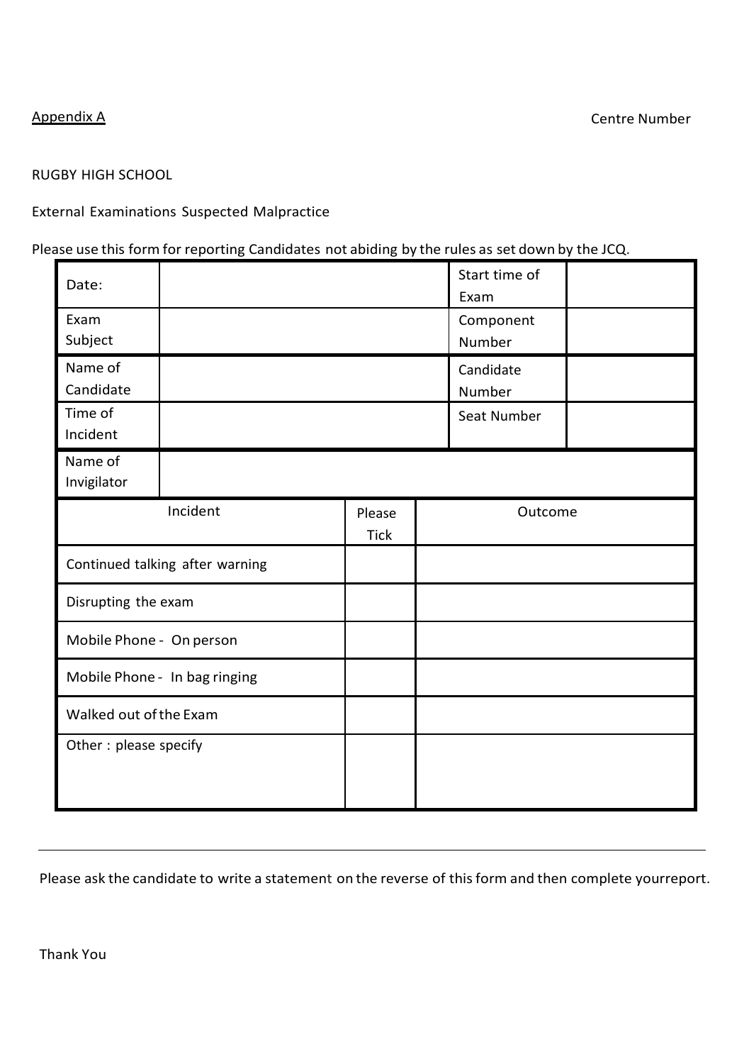Appendix A

Centre Number

RUGBY HIGH SCHOOL

External Examinations Suspected Malpractice

Please use this form for reporting Candidates not abiding by the rules as set down by the JCQ.

| Date: | | Start time of Exam | |
|---|---|---|---|
| Exam Subject | | Component Number | |
| Name of Candidate | | Candidate Number | |
| Time of Incident | | Seat Number | |
| Name of Invigilator | | | |

| Incident | Please Tick | Outcome |
|---|---|---|
| Continued talking after warning | | |
| Disrupting the exam | | |
| Mobile Phone - On person | | |
| Mobile Phone - In bag ringing | | |
| Walked out of the Exam | | |
| Other : please specify | | |

---

Please ask the candidate to write a statement on the reverse of this form and then complete yourreport.

Thank You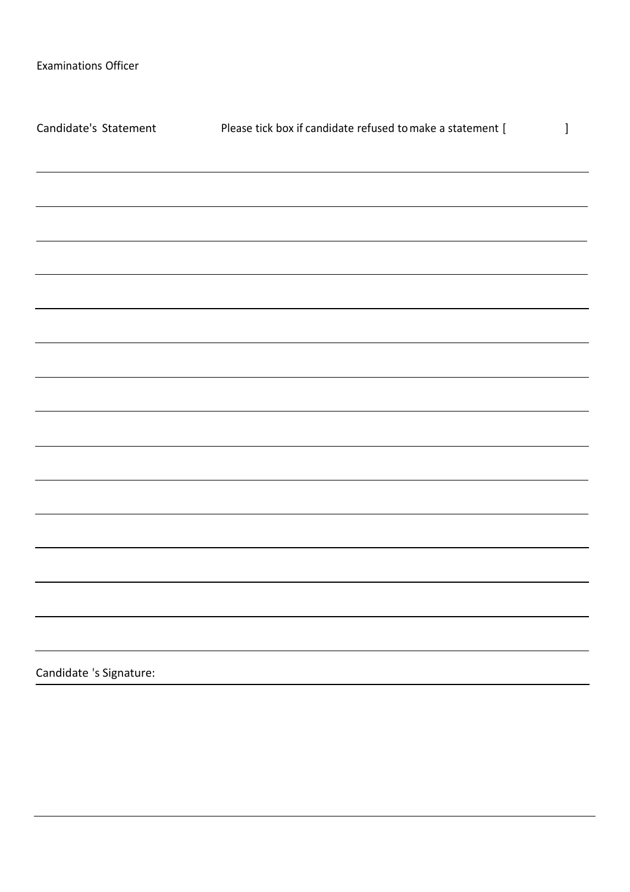Examinations Officer

Candidate's Statement Please tick box if candidate refused to make a statement [ ]

Candidate 's Signature: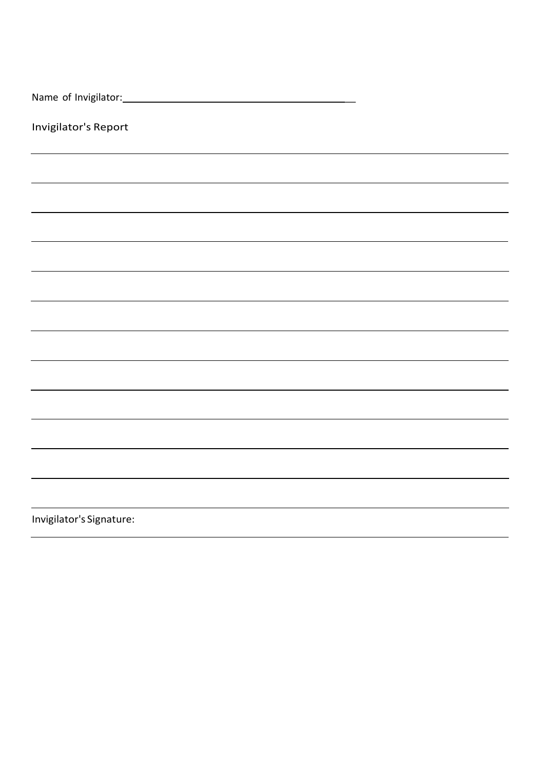Name of Invigilator: ________________________________________

Invigilator's Report

___________________________________________________________________________

___________________________________________________________________________

___________________________________________________________________________

___________________________________________________________________________

___________________________________________________________________________

___________________________________________________________________________

___________________________________________________________________________

___________________________________________________________________________

___________________________________________________________________________

___________________________________________________________________________

___________________________________________________________________________

___________________________________________________________________________

___________________________________________________________________________

Invigilator's Signature:

___________________________________________________________________________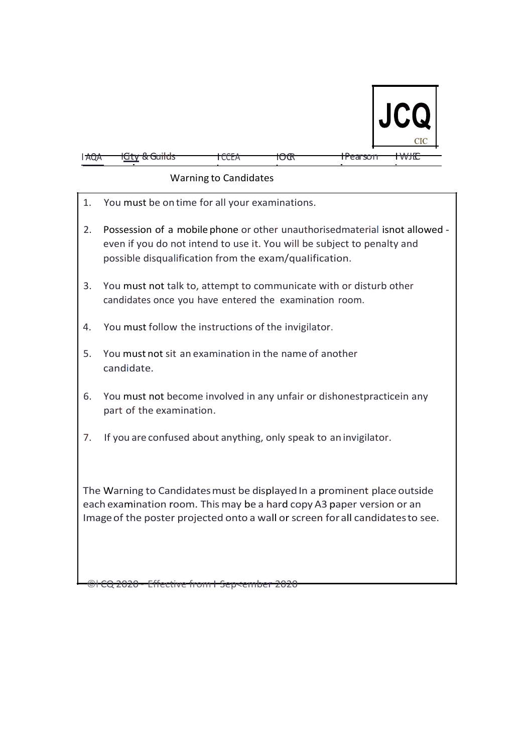JCQ
CIC

AQA | City & Guilds | CCEA | OCR | Pearson | WJEC

## Warning to Candidates

1. You must be on time for all your examinations.
2. Possession of a mobile phone or other unauthorised material is not allowed - even if you do not intend to use it. You will be subject to penalty and possible disqualification from the exam/qualification.
3. You must not talk to, attempt to communicate with or disturb other candidates once you have entered the examination room.
4. You must follow the instructions of the invigilator.
5. You must not sit an examination in the name of another candidate.
6. You must not become involved in any unfair or dishonest practice in any part of the examination.
7. If you are confused about anything, only speak to an invigilator.

The Warning to Candidates must be displayed In a prominent place outside each examination room. This may be a hard copy A3 paper version or an Image of the poster projected onto a wall or screen for all candidates to see.

©JCQ 2020 - Effective from 1 September 2020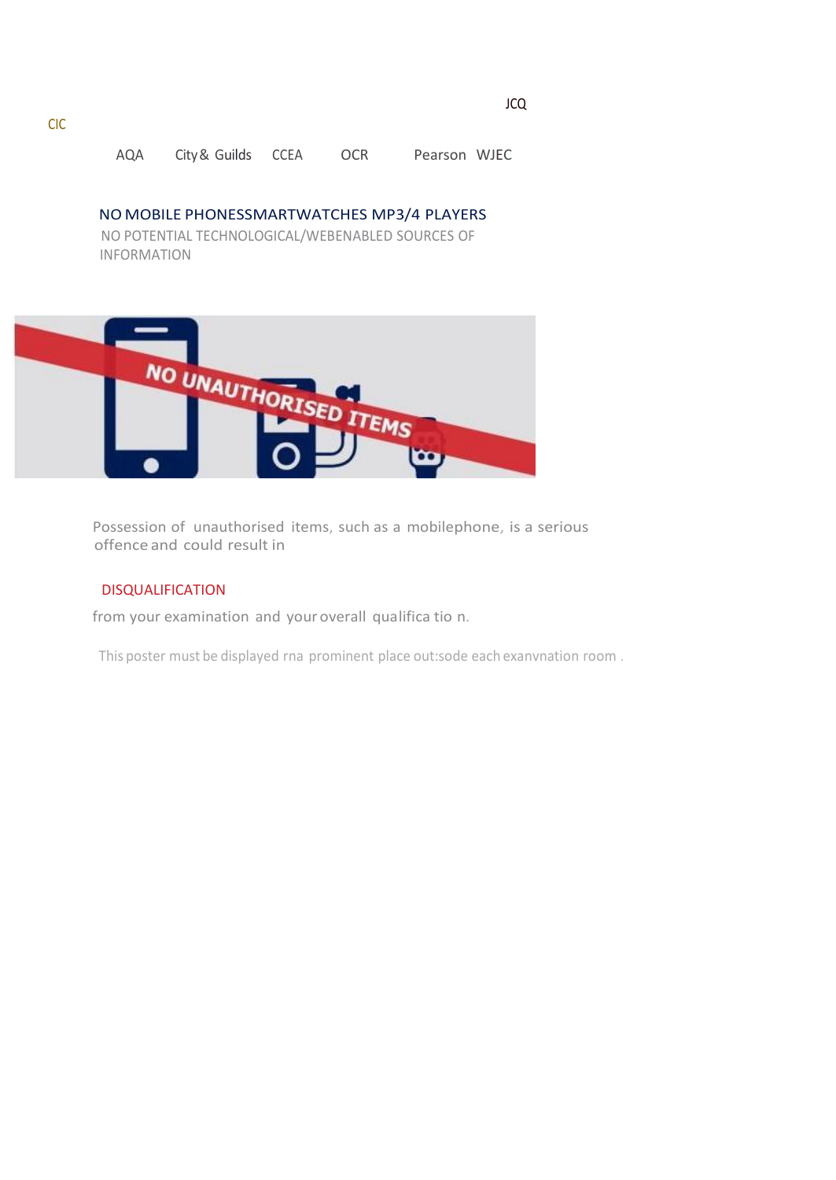JCQ

CIC

AQA City & Guilds CCEA OCR Pearson WJEC

## NO MOBILE PHONESSMARTWATCHES MP3/4 PLAYERS

NO POTENTIAL TECHNOLOGICAL/WEBENABLED SOURCES OF INFORMATION

NO UNAUTHORISED ITEMS

Possession of unauthorised items, such as a mobilephone, is a serious offence and could result in

**DISQUALIFICATION**

from your examination and your overall qualifica tio n.

This poster must be displayed rna prominent place out:sode each exanvnation room .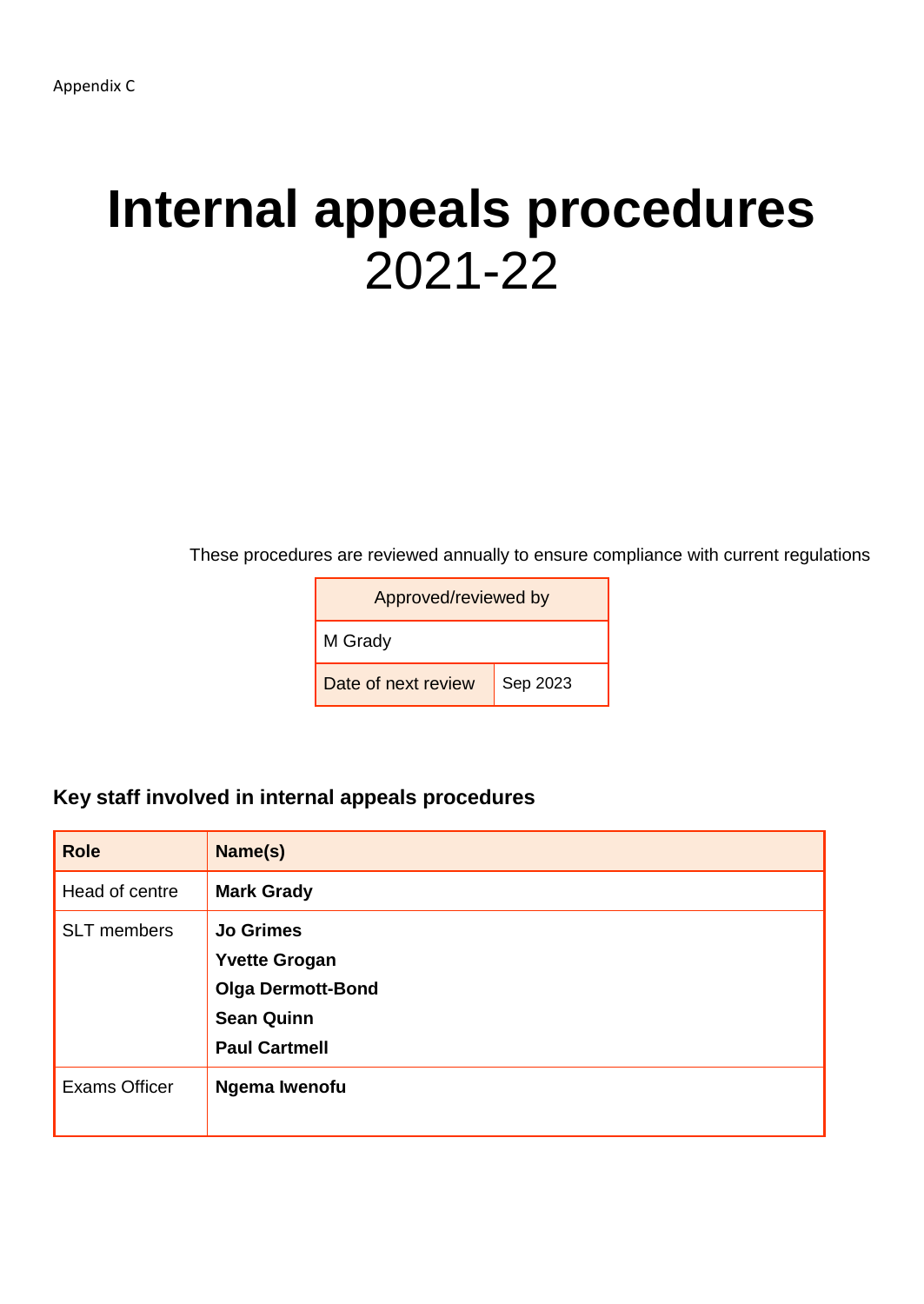Appendix C

# Internal appeals procedures 2021-22

These procedures are reviewed annually to ensure compliance with current regulations

| Approved/reviewed by | |
|---|---|
| M Grady | |
| Date of next review | Sep 2023 |

### Key staff involved in internal appeals procedures

| Role | Name(s) |
|---|---|
| Head of centre | **Mark Grady** |
| SLT members | **Jo Grimes**<br>**Yvette Grogan**<br>**Olga Dermott-Bond**<br>**Sean Quinn**<br>**Paul Cartmell** |
| Exams Officer | **Ngema Iwenofu** |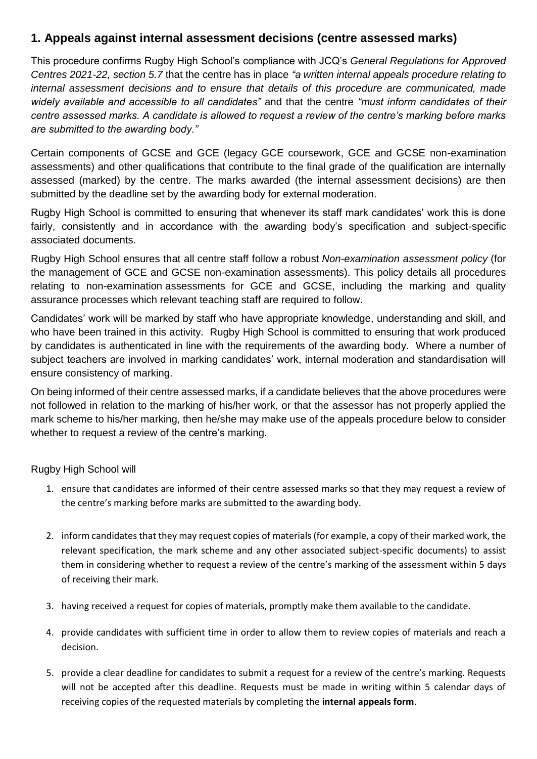## 1. Appeals against internal assessment decisions (centre assessed marks)

This procedure confirms Rugby High School's compliance with JCQ's *General Regulations for Approved Centres 2021-22, section 5.7* that the centre has in place *"a written internal appeals procedure relating to internal assessment decisions and to ensure that details of this procedure are communicated, made widely available and accessible to all candidates"* and that the centre *"must inform candidates of their centre assessed marks. A candidate is allowed to request a review of the centre's marking before marks are submitted to the awarding body."*

Certain components of GCSE and GCE (legacy GCE coursework, GCE and GCSE non-examination assessments) and other qualifications that contribute to the final grade of the qualification are internally assessed (marked) by the centre. The marks awarded (the internal assessment decisions) are then submitted by the deadline set by the awarding body for external moderation.

Rugby High School is committed to ensuring that whenever its staff mark candidates' work this is done fairly, consistently and in accordance with the awarding body's specification and subject-specific associated documents.

Rugby High School ensures that all centre staff follow a robust *Non-examination assessment policy* (for the management of GCE and GCSE non-examination assessments). This policy details all procedures relating to non-examination assessments for GCE and GCSE, including the marking and quality assurance processes which relevant teaching staff are required to follow.

Candidates' work will be marked by staff who have appropriate knowledge, understanding and skill, and who have been trained in this activity. Rugby High School is committed to ensuring that work produced by candidates is authenticated in line with the requirements of the awarding body. Where a number of subject teachers are involved in marking candidates' work, internal moderation and standardisation will ensure consistency of marking.

On being informed of their centre assessed marks, if a candidate believes that the above procedures were not followed in relation to the marking of his/her work, or that the assessor has not properly applied the mark scheme to his/her marking, then he/she may make use of the appeals procedure below to consider whether to request a review of the centre's marking.

Rugby High School will

1. ensure that candidates are informed of their centre assessed marks so that they may request a review of the centre's marking before marks are submitted to the awarding body.
2. inform candidates that they may request copies of materials (for example, a copy of their marked work, the relevant specification, the mark scheme and any other associated subject-specific documents) to assist them in considering whether to request a review of the centre's marking of the assessment within 5 days of receiving their mark.
3. having received a request for copies of materials, promptly make them available to the candidate.
4. provide candidates with sufficient time in order to allow them to review copies of materials and reach a decision.
5. provide a clear deadline for candidates to submit a request for a review of the centre's marking. Requests will not be accepted after this deadline. Requests must be made in writing within 5 calendar days of receiving copies of the requested materials by completing the **internal appeals form**.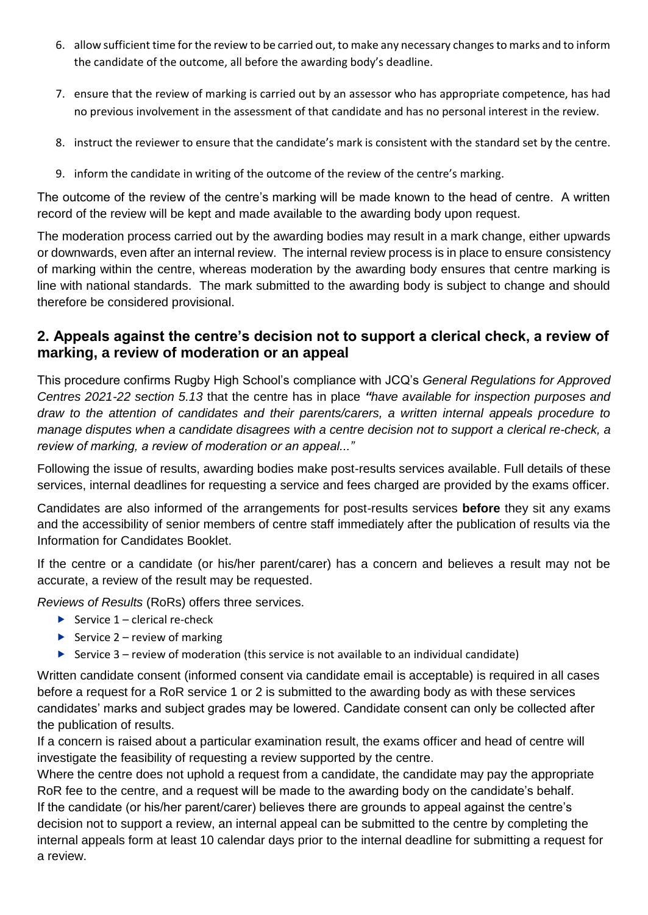6. allow sufficient time for the review to be carried out, to make any necessary changes to marks and to inform the candidate of the outcome, all before the awarding body's deadline.
7. ensure that the review of marking is carried out by an assessor who has appropriate competence, has had no previous involvement in the assessment of that candidate and has no personal interest in the review.
8. instruct the reviewer to ensure that the candidate's mark is consistent with the standard set by the centre.
9. inform the candidate in writing of the outcome of the review of the centre's marking.

The outcome of the review of the centre's marking will be made known to the head of centre. A written record of the review will be kept and made available to the awarding body upon request.

The moderation process carried out by the awarding bodies may result in a mark change, either upwards or downwards, even after an internal review. The internal review process is in place to ensure consistency of marking within the centre, whereas moderation by the awarding body ensures that centre marking is line with national standards. The mark submitted to the awarding body is subject to change and should therefore be considered provisional.

## 2. Appeals against the centre's decision not to support a clerical check, a review of marking, a review of moderation or an appeal

This procedure confirms Rugby High School's compliance with JCQ's *General Regulations for Approved Centres 2021-22 section 5.13* that the centre has in place *"have available for inspection purposes and draw to the attention of candidates and their parents/carers, a written internal appeals procedure to manage disputes when a candidate disagrees with a centre decision not to support a clerical re-check, a review of marking, a review of moderation or an appeal..."*

Following the issue of results, awarding bodies make post-results services available. Full details of these services, internal deadlines for requesting a service and fees charged are provided by the exams officer.

Candidates are also informed of the arrangements for post-results services **before** they sit any exams and the accessibility of senior members of centre staff immediately after the publication of results via the Information for Candidates Booklet.

If the centre or a candidate (or his/her parent/carer) has a concern and believes a result may not be accurate, a review of the result may be requested.

*Reviews of Results* (RoRs) offers three services.

- Service 1 – clerical re-check
- Service 2 – review of marking
- Service 3 – review of moderation (this service is not available to an individual candidate)

Written candidate consent (informed consent via candidate email is acceptable) is required in all cases before a request for a RoR service 1 or 2 is submitted to the awarding body as with these services candidates' marks and subject grades may be lowered. Candidate consent can only be collected after the publication of results.

If a concern is raised about a particular examination result, the exams officer and head of centre will investigate the feasibility of requesting a review supported by the centre.

Where the centre does not uphold a request from a candidate, the candidate may pay the appropriate RoR fee to the centre, and a request will be made to the awarding body on the candidate's behalf.

If the candidate (or his/her parent/carer) believes there are grounds to appeal against the centre's decision not to support a review, an internal appeal can be submitted to the centre by completing the internal appeals form at least 10 calendar days prior to the internal deadline for submitting a request for a review.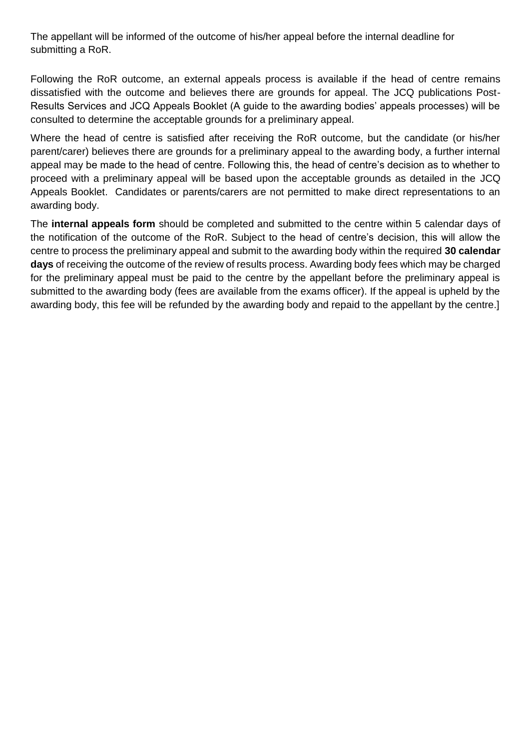The appellant will be informed of the outcome of his/her appeal before the internal deadline for submitting a RoR.

Following the RoR outcome, an external appeals process is available if the head of centre remains dissatisfied with the outcome and believes there are grounds for appeal. The JCQ publications Post-Results Services and JCQ Appeals Booklet (A guide to the awarding bodies' appeals processes) will be consulted to determine the acceptable grounds for a preliminary appeal.

Where the head of centre is satisfied after receiving the RoR outcome, but the candidate (or his/her parent/carer) believes there are grounds for a preliminary appeal to the awarding body, a further internal appeal may be made to the head of centre. Following this, the head of centre's decision as to whether to proceed with a preliminary appeal will be based upon the acceptable grounds as detailed in the JCQ Appeals Booklet. Candidates or parents/carers are not permitted to make direct representations to an awarding body.

The **internal appeals form** should be completed and submitted to the centre within 5 calendar days of the notification of the outcome of the RoR. Subject to the head of centre's decision, this will allow the centre to process the preliminary appeal and submit to the awarding body within the required **30 calendar days** of receiving the outcome of the review of results process. Awarding body fees which may be charged for the preliminary appeal must be paid to the centre by the appellant before the preliminary appeal is submitted to the awarding body (fees are available from the exams officer). If the appeal is upheld by the awarding body, this fee will be refunded by the awarding body and repaid to the appellant by the centre.]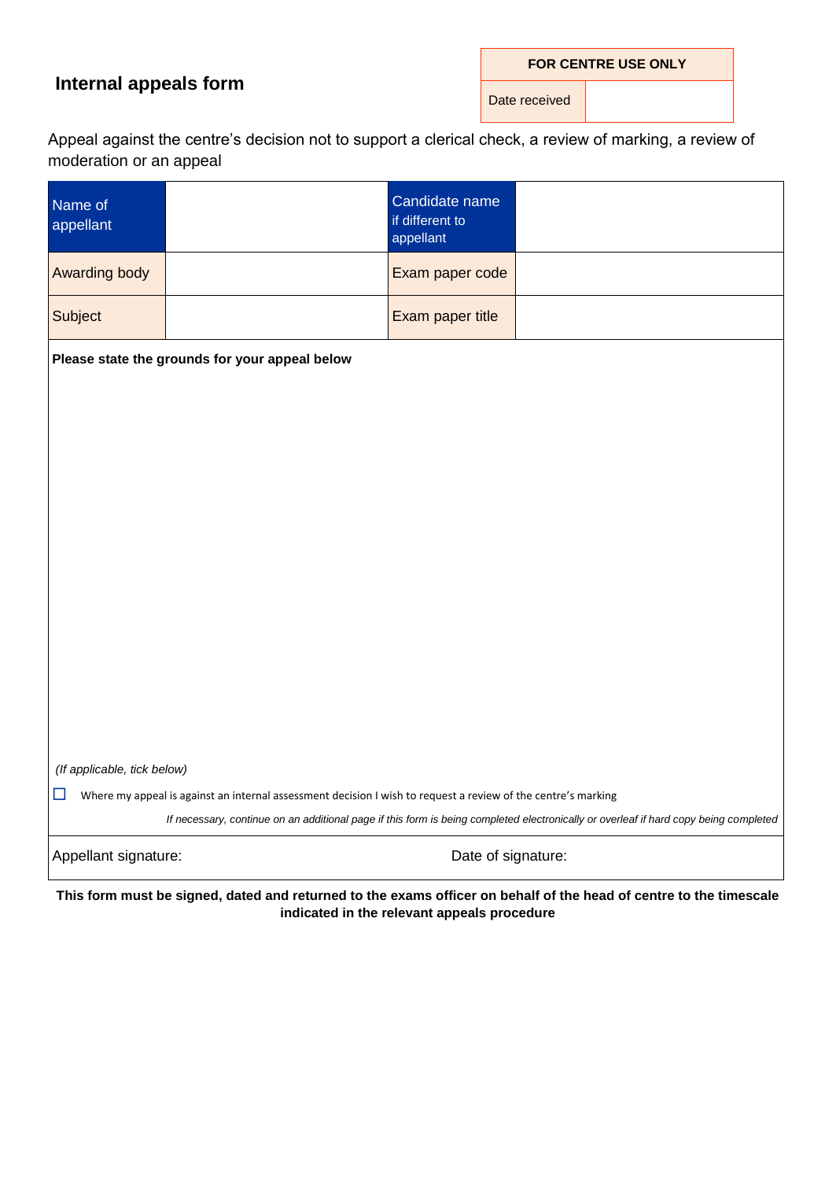# Internal appeals form

| FOR CENTRE USE ONLY | |
|---|---|
| Date received | |

Appeal against the centre's decision not to support a clerical check, a review of marking, a review of moderation or an appeal

| Name of appellant | | Candidate name if different to appellant | |
|---|---|---|---|
| Awarding body | | Exam paper code | |
| Subject | | Exam paper title | |

**Please state the grounds for your appeal below**

*(If applicable, tick below)*

☐ Where my appeal is against an internal assessment decision I wish to request a review of the centre's marking

*If necessary, continue on an additional page if this form is being completed electronically or overleaf if hard copy being completed*

| Appellant signature: | Date of signature: |
|---|---|

**This form must be signed, dated and returned to the exams officer on behalf of the head of centre to the timescale indicated in the relevant appeals procedure**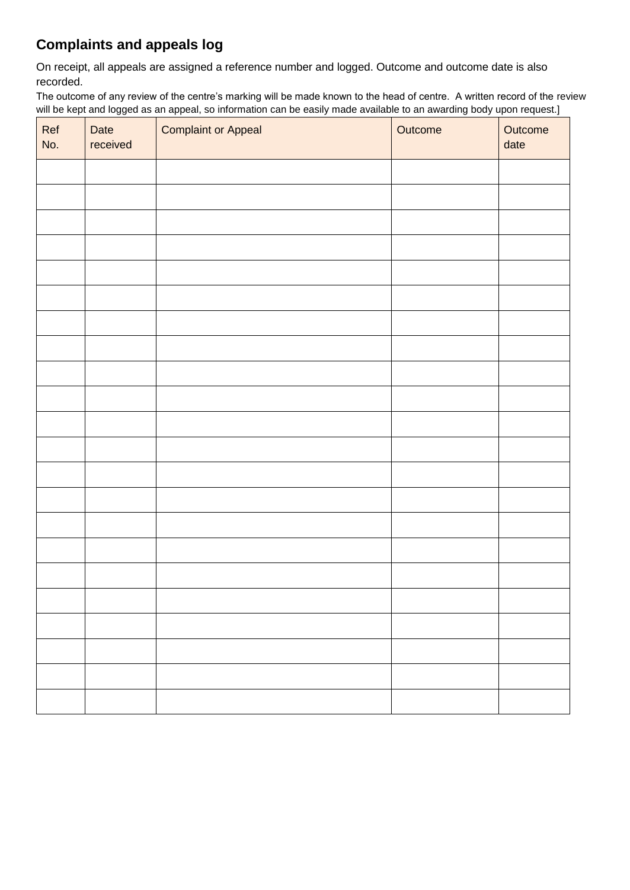## Complaints and appeals log

On receipt, all appeals are assigned a reference number and logged. Outcome and outcome date is also recorded.

The outcome of any review of the centre's marking will be made known to the head of centre. A written record of the review will be kept and logged as an appeal, so information can be easily made available to an awarding body upon request.]

| Ref No. | Date received | Complaint or Appeal | Outcome | Outcome date |
|---|---|---|---|---|
| | | | | |
| | | | | |
| | | | | |
| | | | | |
| | | | | |
| | | | | |
| | | | | |
| | | | | |
| | | | | |
| | | | | |
| | | | | |
| | | | | |
| | | | | |
| | | | | |
| | | | | |
| | | | | |
| | | | | |
| | | | | |
| | | | | |
| | | | | |
| | | | | |
| | | | | |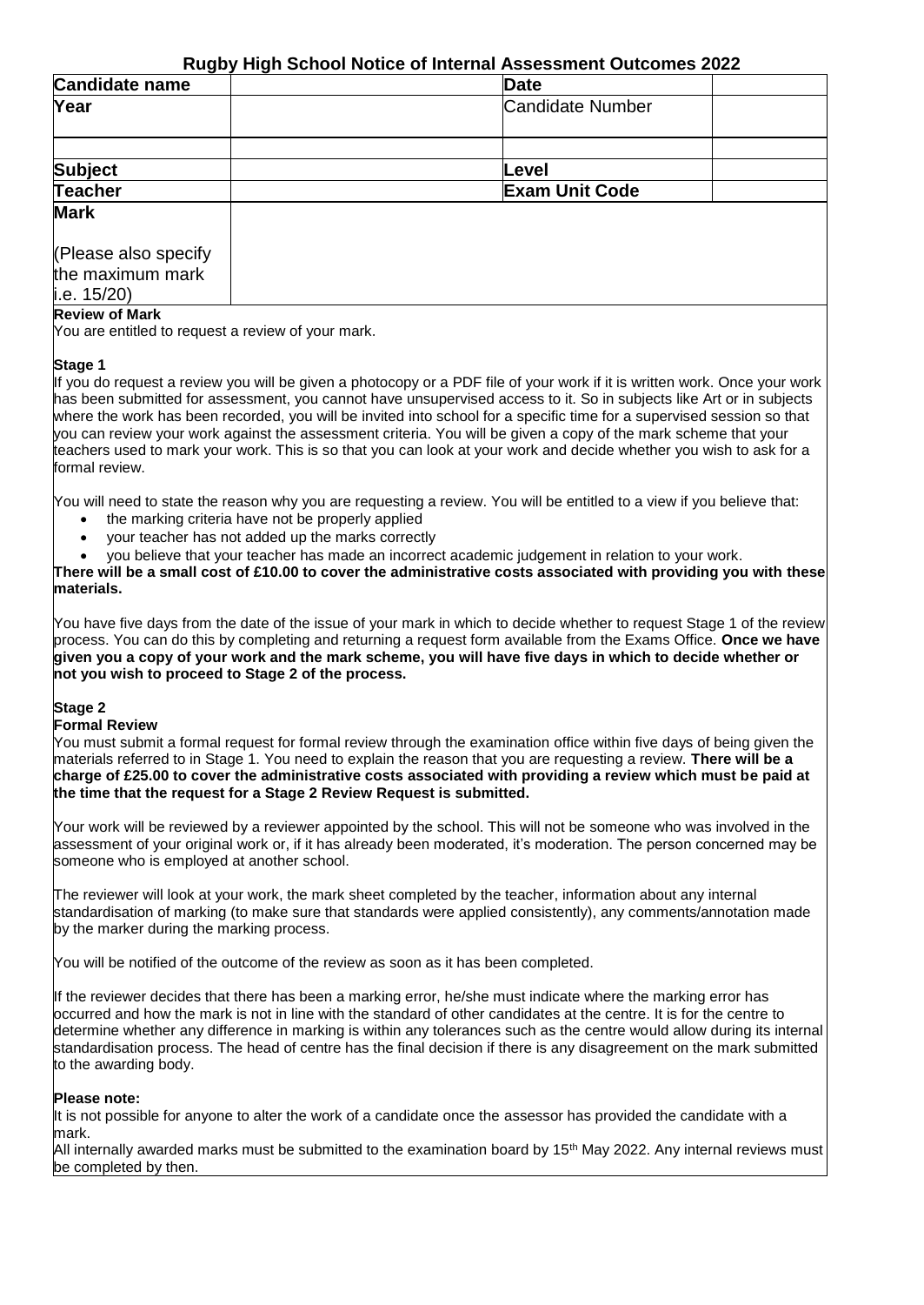# Rugby High School Notice of Internal Assessment Outcomes 2022

| Candidate name | | Date | |
|---|---|---|---|
| Year | | Candidate Number | |
| | | | |
| Subject | | Level | |
| Teacher | | Exam Unit Code | |
| Mark<br><br>(Please also specify the maximum mark i.e. 15/20) | | | |

**Review of Mark**

You are entitled to request a review of your mark.

**Stage 1**

If you do request a review you will be given a photocopy or a PDF file of your work if it is written work. Once your work has been submitted for assessment, you cannot have unsupervised access to it. So in subjects like Art or in subjects where the work has been recorded, you will be invited into school for a specific time for a supervised session so that you can review your work against the assessment criteria. You will be given a copy of the mark scheme that your teachers used to mark your work. This is so that you can look at your work and decide whether you wish to ask for a formal review.

You will need to state the reason why you are requesting a review. You will be entitled to a view if you believe that:

- the marking criteria have not be properly applied
- your teacher has not added up the marks correctly
- you believe that your teacher has made an incorrect academic judgement in relation to your work.

**There will be a small cost of £10.00 to cover the administrative costs associated with providing you with these materials.**

You have five days from the date of the issue of your mark in which to decide whether to request Stage 1 of the review process. You can do this by completing and returning a request form available from the Exams Office. **Once we have given you a copy of your work and the mark scheme, you will have five days in which to decide whether or not you wish to proceed to Stage 2 of the process.**

**Stage 2**

**Formal Review**

You must submit a formal request for formal review through the examination office within five days of being given the materials referred to in Stage 1. You need to explain the reason that you are requesting a review. **There will be a charge of £25.00 to cover the administrative costs associated with providing a review which must be paid at the time that the request for a Stage 2 Review Request is submitted.**

Your work will be reviewed by a reviewer appointed by the school. This will not be someone who was involved in the assessment of your original work or, if it has already been moderated, it's moderation. The person concerned may be someone who is employed at another school.

The reviewer will look at your work, the mark sheet completed by the teacher, information about any internal standardisation of marking (to make sure that standards were applied consistently), any comments/annotation made by the marker during the marking process.

You will be notified of the outcome of the review as soon as it has been completed.

If the reviewer decides that there has been a marking error, he/she must indicate where the marking error has occurred and how the mark is not in line with the standard of other candidates at the centre. It is for the centre to determine whether any difference in marking is within any tolerances such as the centre would allow during its internal standardisation process. The head of centre has the final decision if there is any disagreement on the mark submitted to the awarding body.

**Please note:**

It is not possible for anyone to alter the work of a candidate once the assessor has provided the candidate with a mark.

All internally awarded marks must be submitted to the examination board by 15th May 2022. Any internal reviews must be completed by then.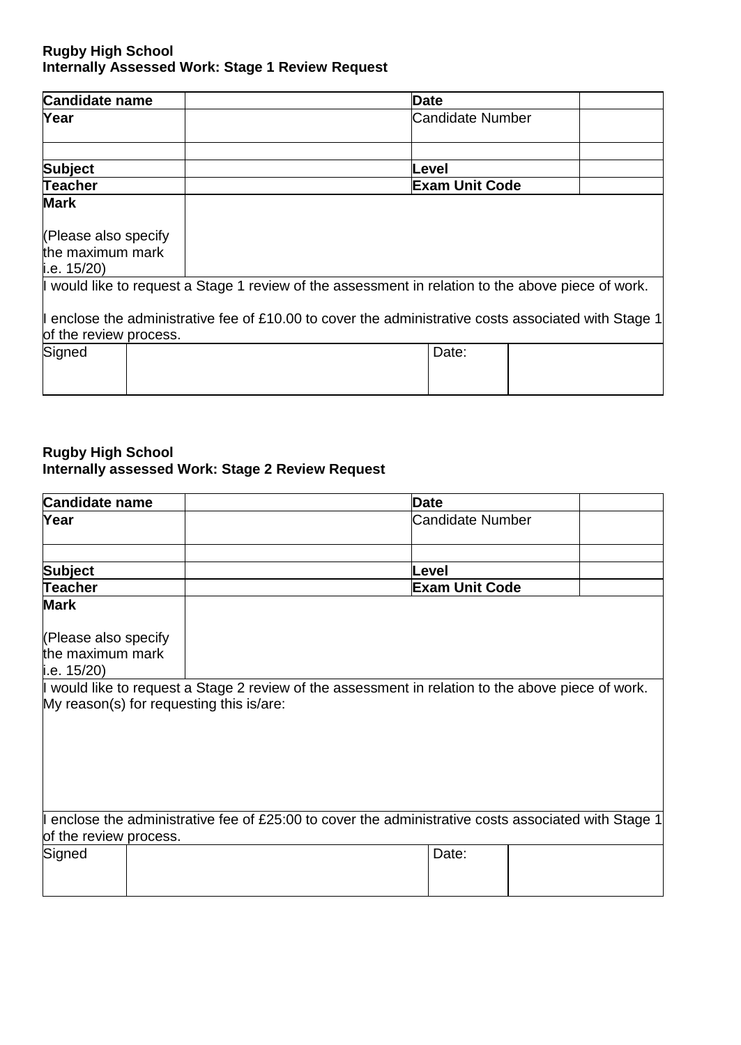**Rugby High School**
**Internally Assessed Work: Stage 1 Review Request**

| **Candidate name** | | **Date** | |
|---|---|---|---|
| **Year** | | Candidate Number | |
| | | | |
| **Subject** | | **Level** | |
| **Teacher** | | **Exam Unit Code** | |
| **Mark**<br><br>(Please also specify the maximum mark i.e. 15/20) | | | |

I would like to request a Stage 1 review of the assessment in relation to the above piece of work.

I enclose the administrative fee of £10.00 to cover the administrative costs associated with Stage 1 of the review process.

| Signed | | Date: | |
|---|---|---|---|

**Rugby High School**
**Internally assessed Work: Stage 2 Review Request**

| **Candidate name** | | **Date** | |
|---|---|---|---|
| **Year** | | Candidate Number | |
| | | | |
| **Subject** | | **Level** | |
| **Teacher** | | **Exam Unit Code** | |
| **Mark**<br><br>(Please also specify the maximum mark i.e. 15/20) | | | |

I would like to request a Stage 2 review of the assessment in relation to the above piece of work.
My reason(s) for requesting this is/are:

I enclose the administrative fee of £25:00 to cover the administrative costs associated with Stage 1 of the review process.

| Signed | | Date: | |
|---|---|---|---|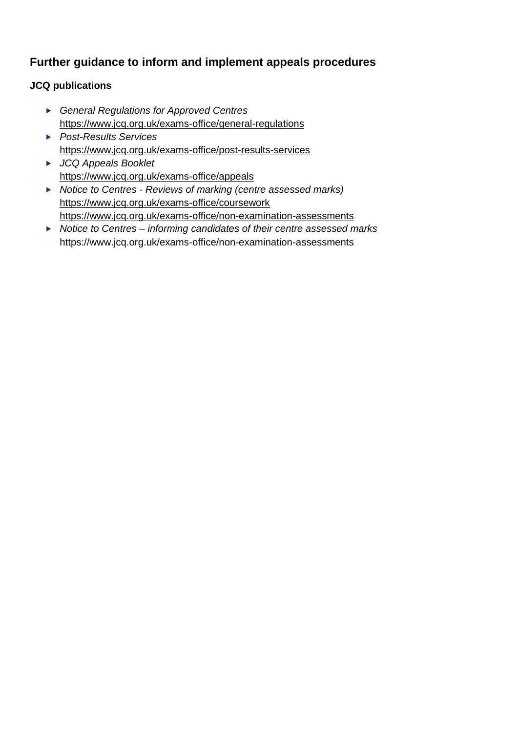## Further guidance to inform and implement appeals procedures

### JCQ publications

- *General Regulations for Approved Centres*
  https://www.jcq.org.uk/exams-office/general-regulations
- *Post-Results Services*
  https://www.jcq.org.uk/exams-office/post-results-services
- *JCQ Appeals Booklet*
  https://www.jcq.org.uk/exams-office/appeals
- *Notice to Centres - Reviews of marking (centre assessed marks)*
  https://www.jcq.org.uk/exams-office/coursework
  https://www.jcq.org.uk/exams-office/non-examination-assessments
- *Notice to Centres – informing candidates of their centre assessed marks*
  https://www.jcq.org.uk/exams-office/non-examination-assessments